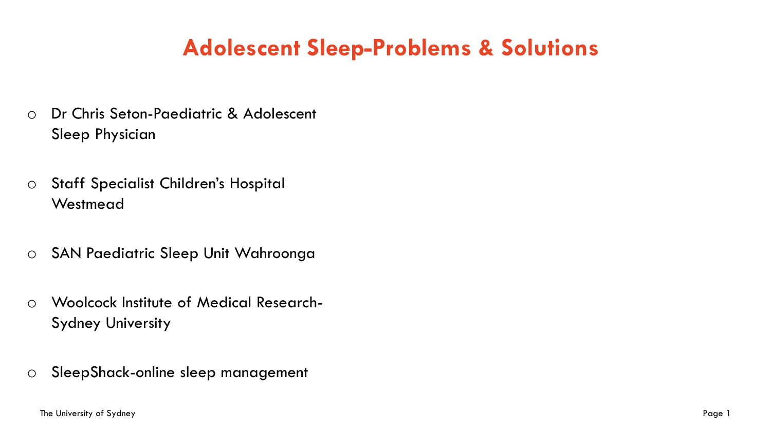# Adolescent Sleep-Problems & Solutions

- Dr Chris Seton-Paediatric & Adolescent Sleep Physician
- Staff Specialist Children's Hospital Westmead
- SAN Paediatric Sleep Unit Wahroonga
- Woolcock Institute of Medical Research-Sydney University
- SleepShack-online sleep management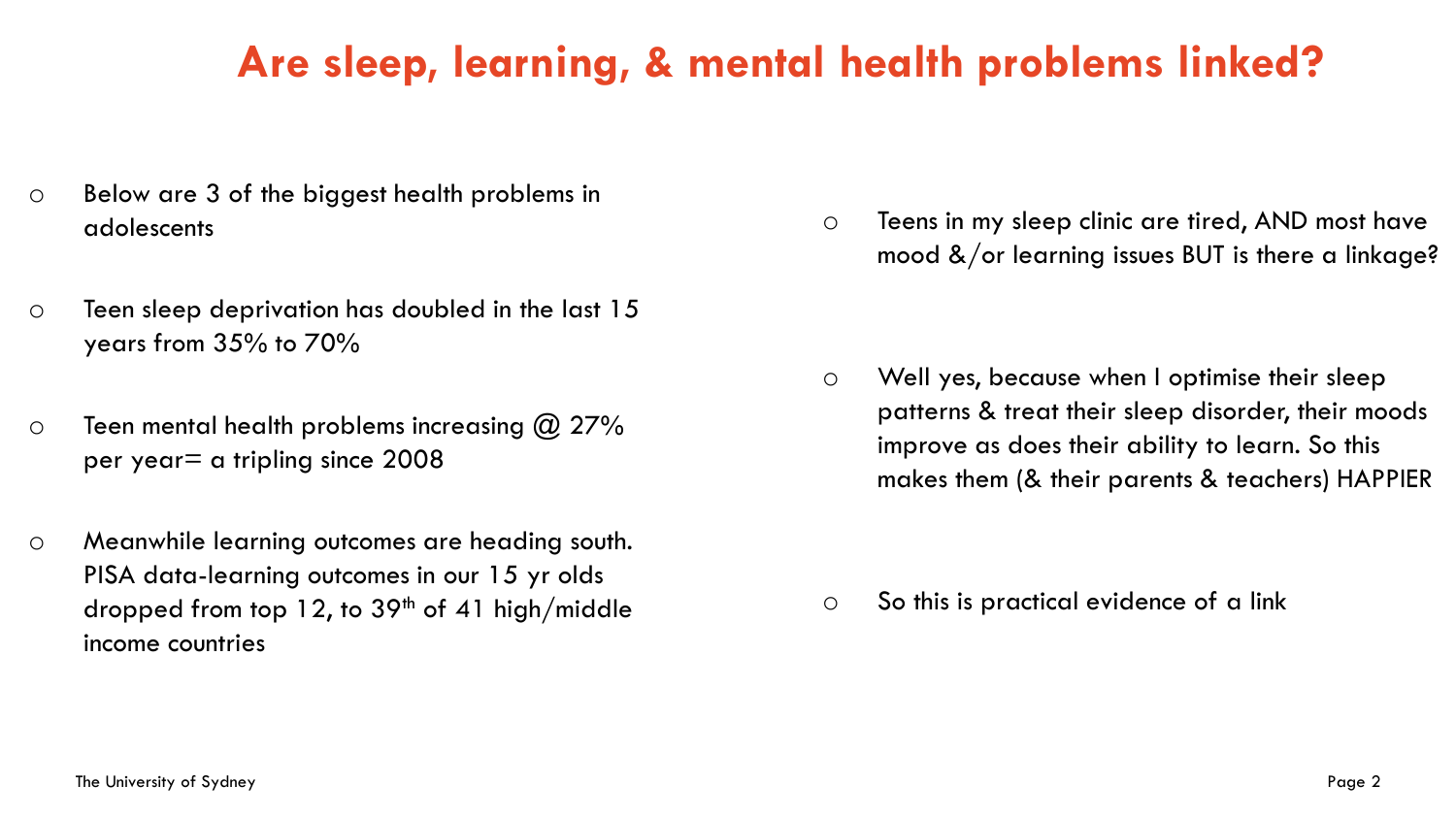# Are sleep, learning, & mental health problems linked?

- Below are 3 of the biggest health problems in adolescents
- Teen sleep deprivation has doubled in the last 15 years from 35% to 70%
- Teen mental health problems increasing @ 27% per year= a tripling since 2008
- Meanwhile learning outcomes are heading south. PISA data-learning outcomes in our 15 yr olds dropped from top 12, to 39th of 41 high/middle income countries

- Teens in my sleep clinic are tired, AND most have mood &/or learning issues BUT is there a linkage?
- Well yes, because when I optimise their sleep patterns & treat their sleep disorder, their moods improve as does their ability to learn. So this makes them (& their parents & teachers) HAPPIER
- So this is practical evidence of a link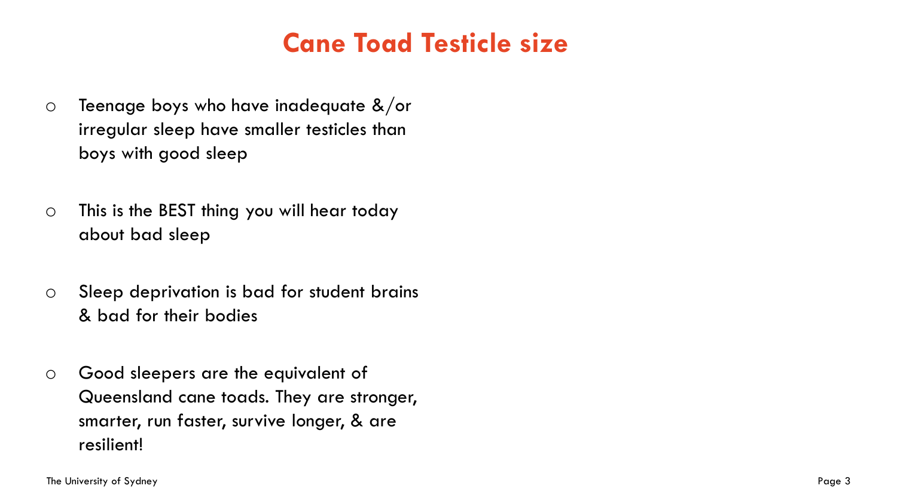# Cane Toad Testicle size

- Teenage boys who have inadequate &/or irregular sleep have smaller testicles than boys with good sleep
- This is the BEST thing you will hear today about bad sleep
- Sleep deprivation is bad for student brains & bad for their bodies
- Good sleepers are the equivalent of Queensland cane toads. They are stronger, smarter, run faster, survive longer, & are resilient!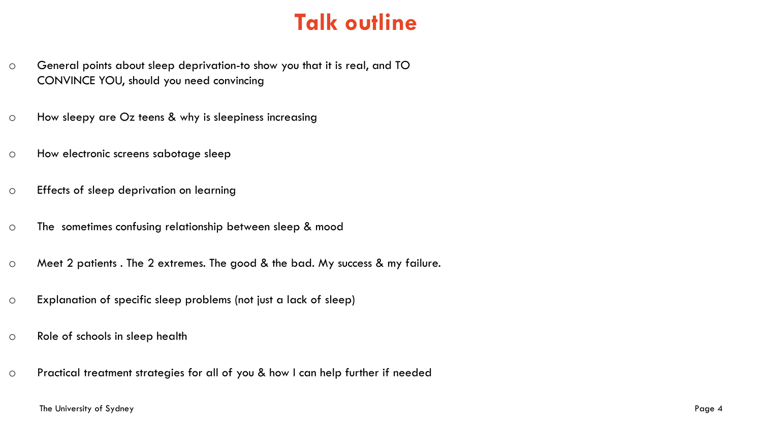# Talk outline

- General points about sleep deprivation-to show you that it is real, and TO CONVINCE YOU, should you need convincing
- How sleepy are Oz teens & why is sleepiness increasing
- How electronic screens sabotage sleep
- Effects of sleep deprivation on learning
- The sometimes confusing relationship between sleep & mood
- Meet 2 patients . The 2 extremes. The good & the bad. My success & my failure.
- Explanation of specific sleep problems (not just a lack of sleep)
- Role of schools in sleep health
- Practical treatment strategies for all of you & how I can help further if needed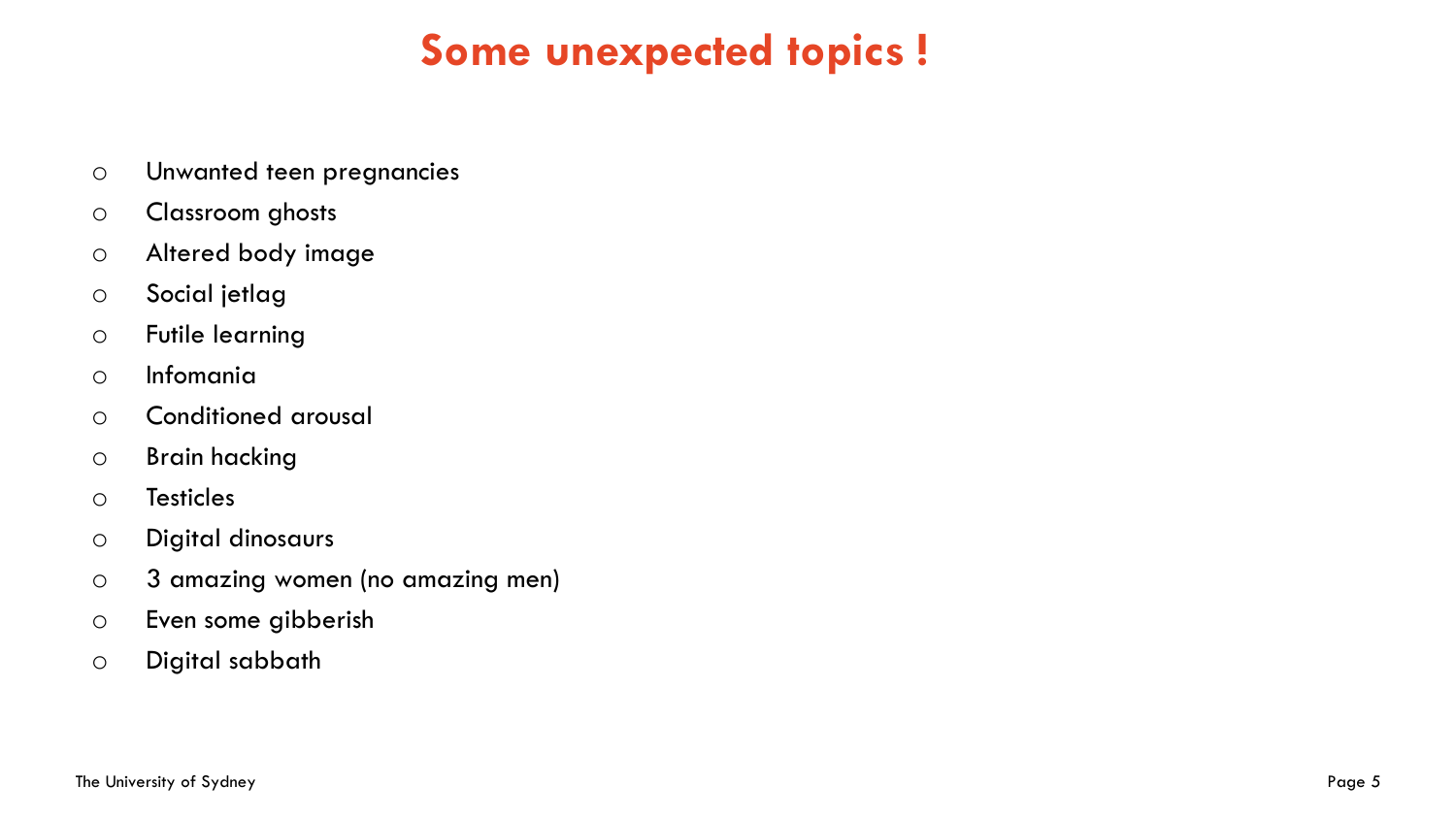# Some unexpected topics !

- Unwanted teen pregnancies
- Classroom ghosts
- Altered body image
- Social jetlag
- Futile learning
- Infomania
- Conditioned arousal
- Brain hacking
- Testicles
- Digital dinosaurs
- 3 amazing women (no amazing men)
- Even some gibberish
- Digital sabbath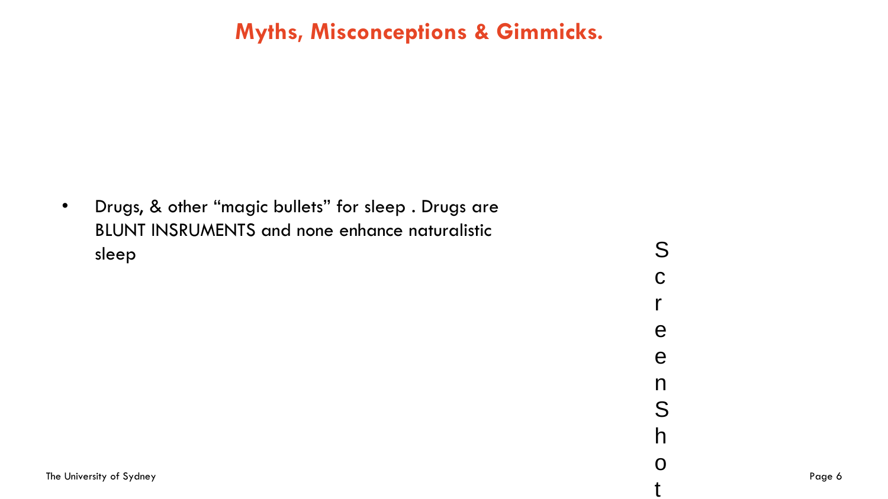# Myths, Misconceptions & Gimmicks.

- Drugs, & other “magic bullets” for sleep . Drugs are BLUNT INSRUMENTS and none enhance naturalistic sleep

ScreenShot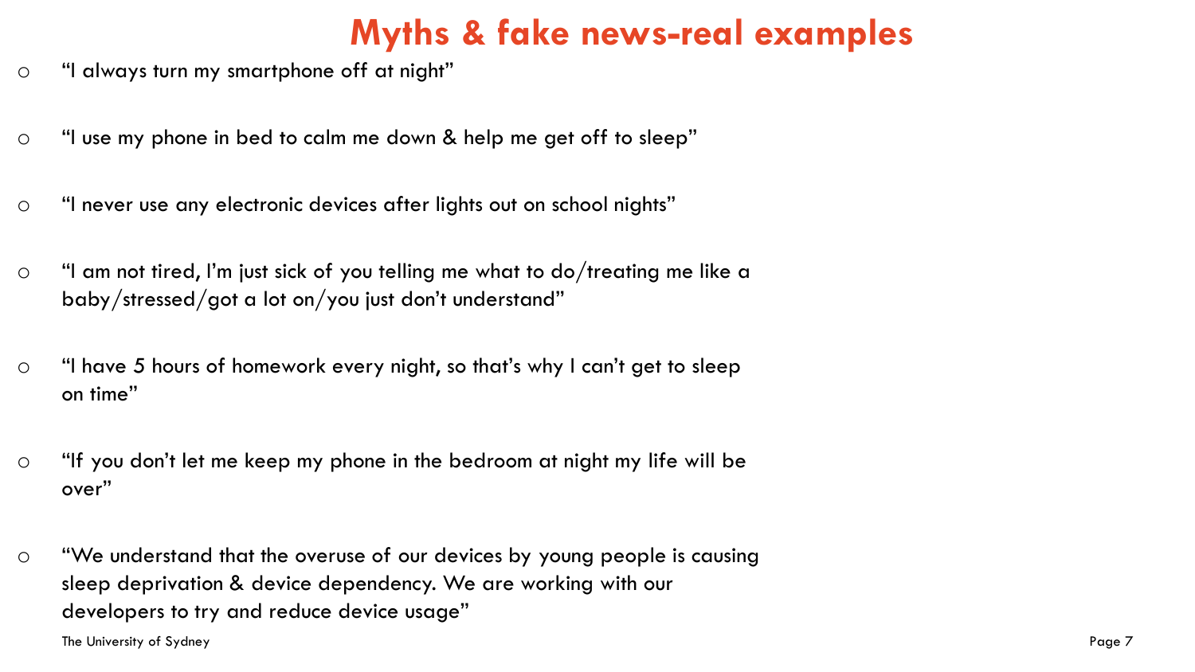# Myths & fake news-real examples

- "I always turn my smartphone off at night"
- "I use my phone in bed to calm me down & help me get off to sleep"
- "I never use any electronic devices after lights out on school nights"
- "I am not tired, I'm just sick of you telling me what to do/treating me like a baby/stressed/got a lot on/you just don't understand"
- "I have 5 hours of homework every night, so that's why I can't get to sleep on time"
- "If you don't let me keep my phone in the bedroom at night my life will be over"
- "We understand that the overuse of our devices by young people is causing sleep deprivation & device dependency. We are working with our developers to try and reduce device usage"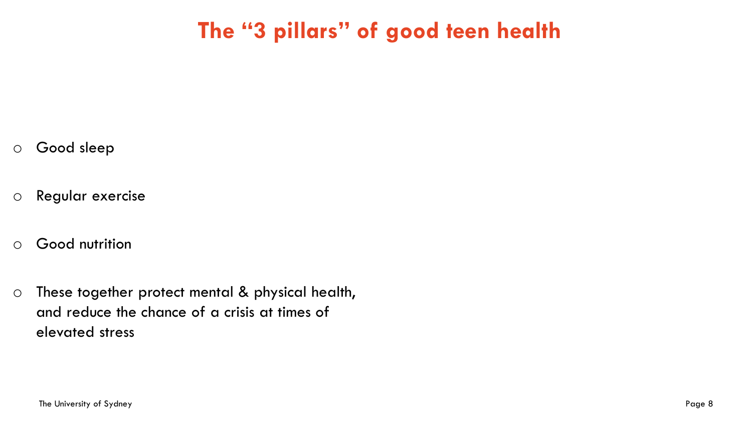# The "3 pillars" of good teen health

- Good sleep
- Regular exercise
- Good nutrition
- These together protect mental & physical health, and reduce the chance of a crisis at times of elevated stress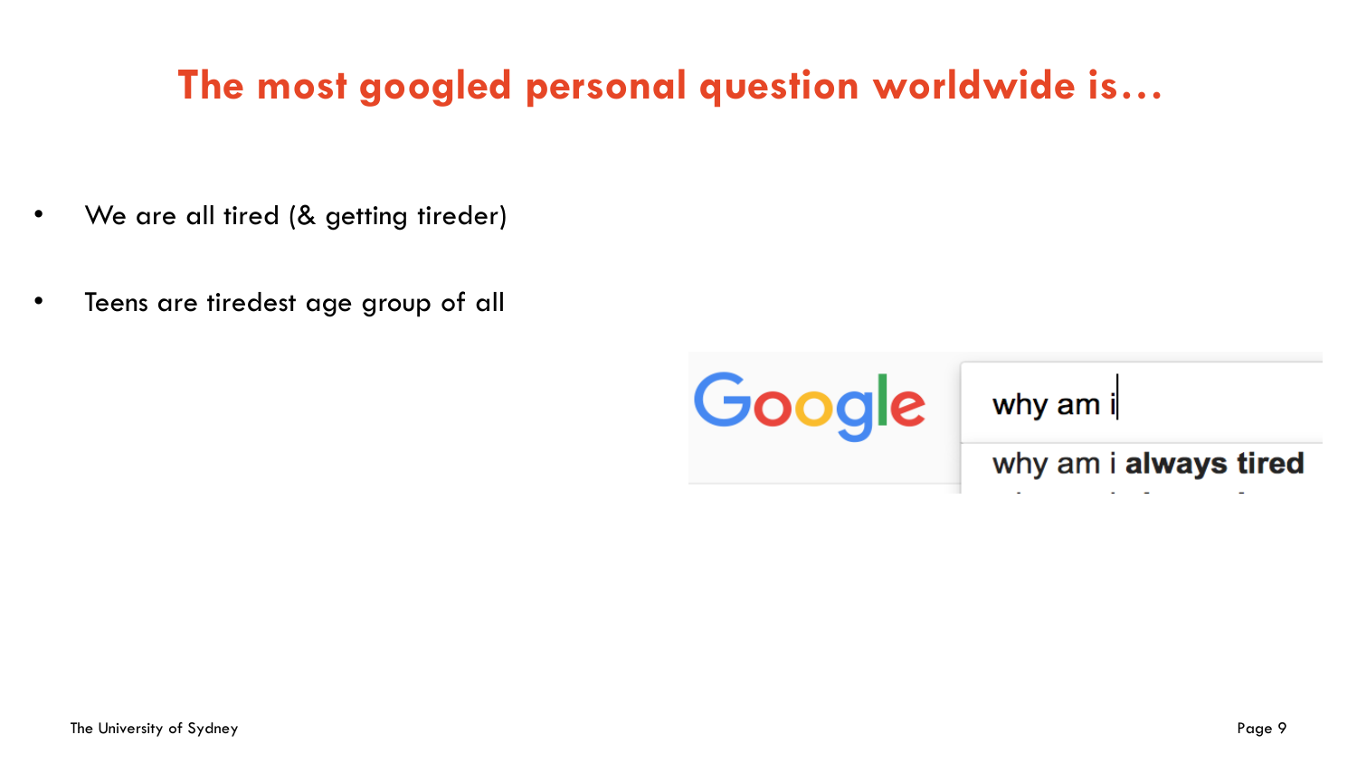# The most googled personal question worldwide is…

- We are all tired (& getting tireder)
- Teens are tiredest age group of all

Google

why am i

why am i **always tired**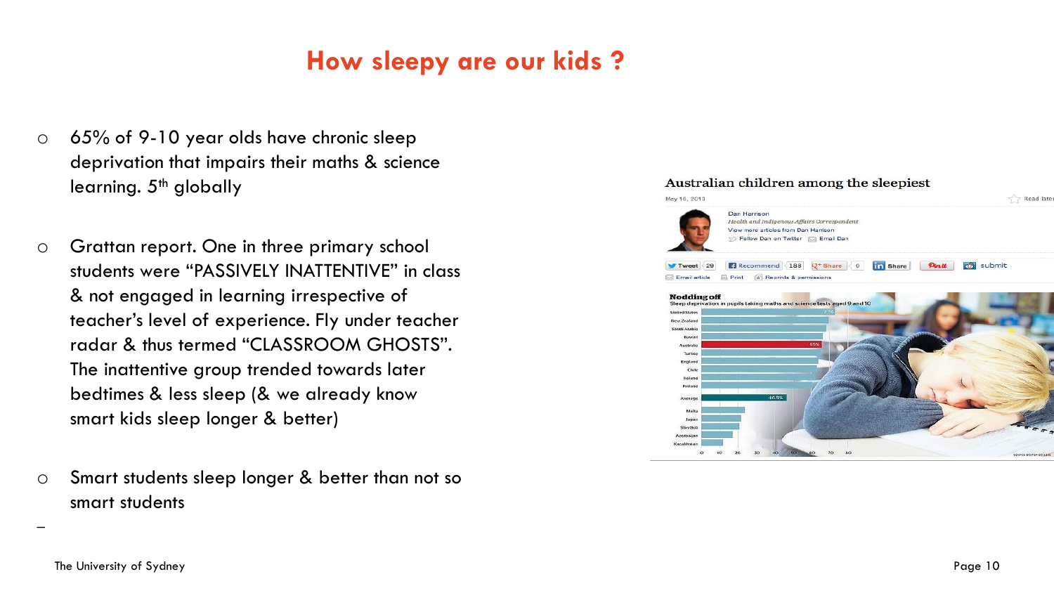# How sleepy are our kids ?

- 65% of 9-10 year olds have chronic sleep deprivation that impairs their maths & science learning. 5th globally
- Grattan report. One in three primary school students were "PASSIVELY INATTENTIVE" in class & not engaged in learning irrespective of teacher's level of experience. Fly under teacher radar & thus termed "CLASSROOM GHOSTS". The inattentive group trended towards later bedtimes & less sleep (& we already know smart kids sleep longer & better)
- Smart students sleep longer & better than not so smart students

–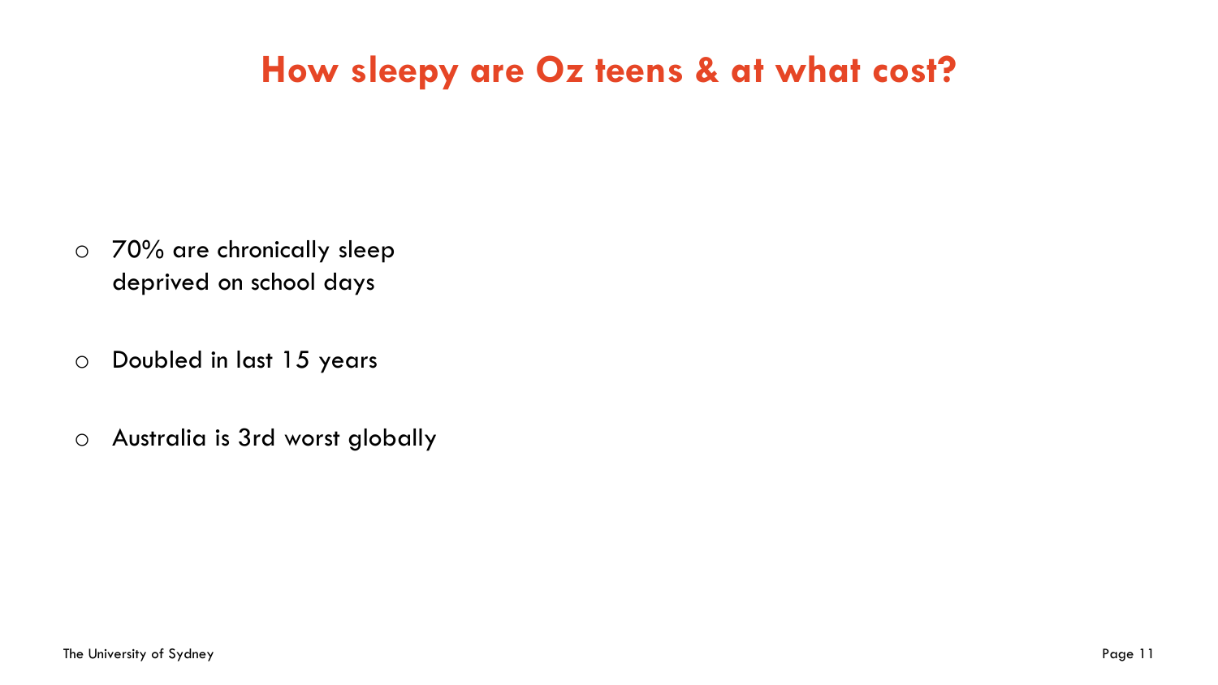# How sleepy are Oz teens & at what cost?

- 70% are chronically sleep deprived on school days
- Doubled in last 15 years
- Australia is 3rd worst globally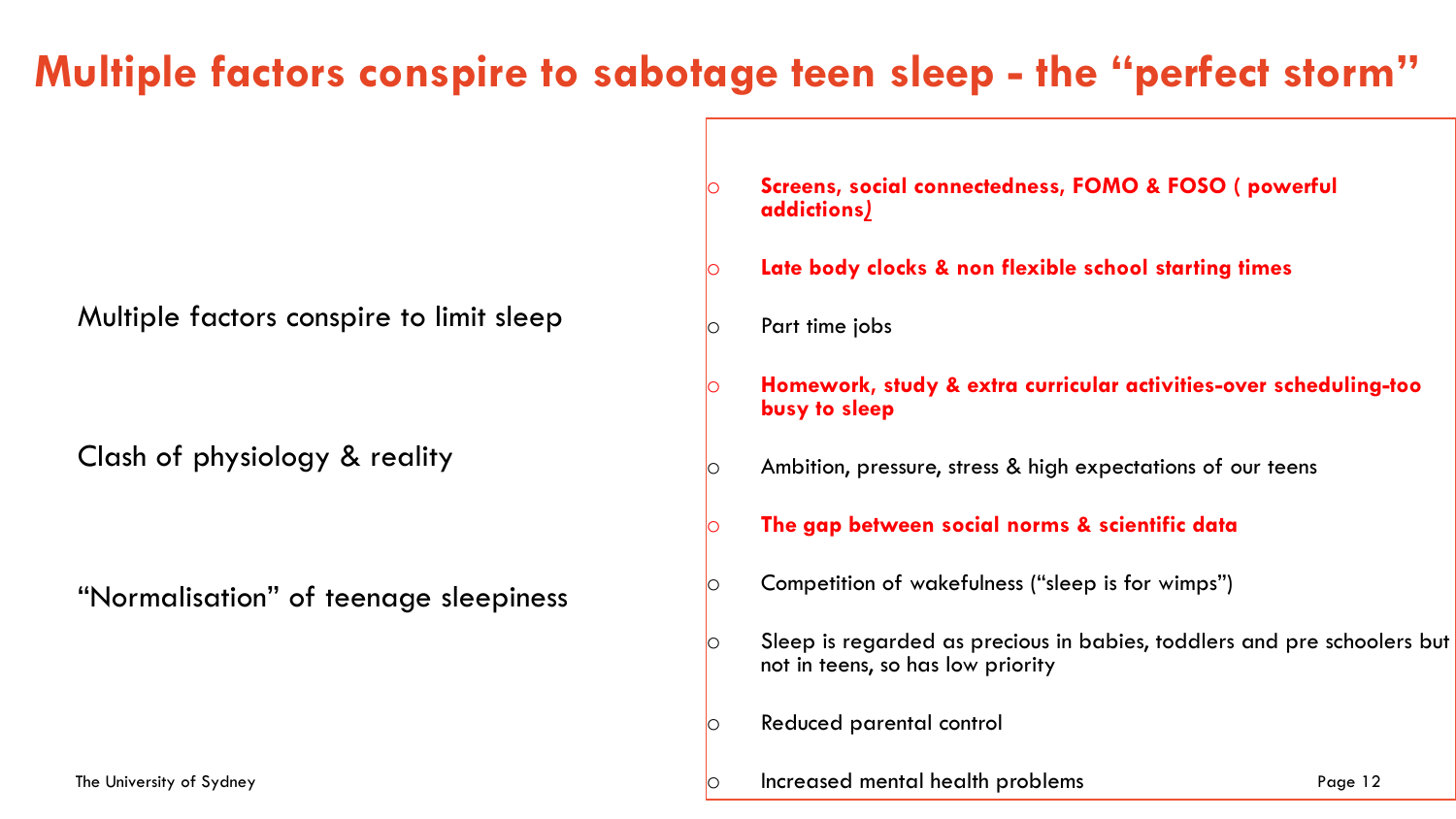# Multiple factors conspire to sabotage teen sleep - the "perfect storm"

Multiple factors conspire to limit sleep

Clash of physiology & reality

"Normalisation" of teenage sleepiness

- **Screens, social connectedness, FOMO & FOSO ( powerful addictions)**
- **Late body clocks & non flexible school starting times**
- Part time jobs
- **Homework, study & extra curricular activities-over scheduling-too busy to sleep**
- Ambition, pressure, stress & high expectations of our teens
- **The gap between social norms & scientific data**
- Competition of wakefulness ("sleep is for wimps")
- Sleep is regarded as precious in babies, toddlers and pre schoolers but not in teens, so has low priority
- Reduced parental control
- Increased mental health problems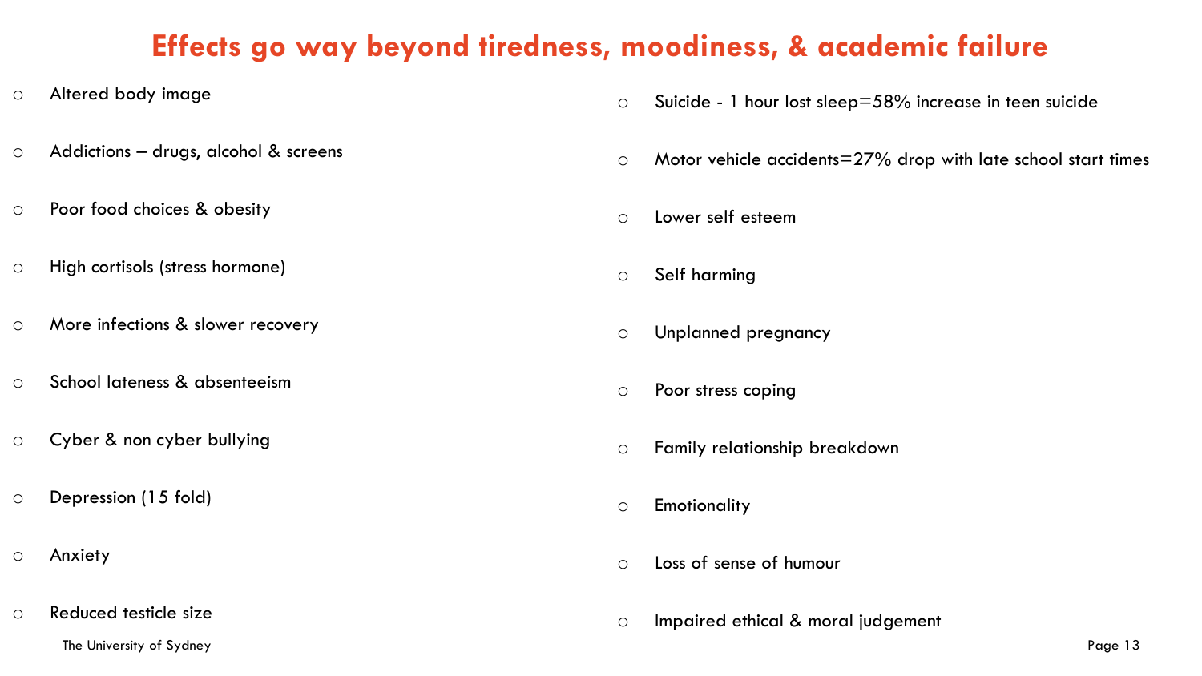# Effects go way beyond tiredness, moodiness, & academic failure

- Altered body image
- Addictions – drugs, alcohol & screens
- Poor food choices & obesity
- High cortisols (stress hormone)
- More infections & slower recovery
- School lateness & absenteeism
- Cyber & non cyber bullying
- Depression (15 fold)
- Anxiety
- Reduced testicle size
- Suicide - 1 hour lost sleep=58% increase in teen suicide
- Motor vehicle accidents=27% drop with late school start times
- Lower self esteem
- Self harming
- Unplanned pregnancy
- Poor stress coping
- Family relationship breakdown
- Emotionality
- Loss of sense of humour
- Impaired ethical & moral judgement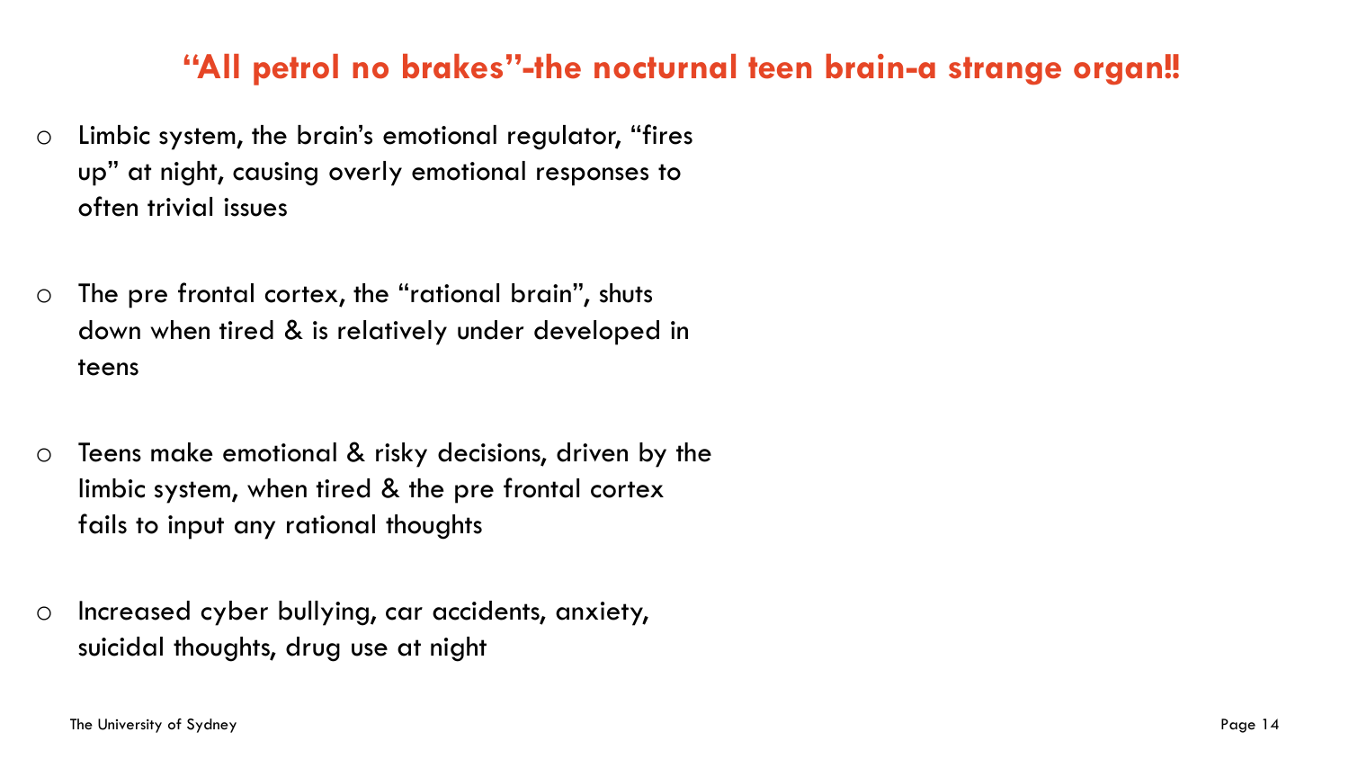## "All petrol no brakes"-the nocturnal teen brain-a strange organ!!

- Limbic system, the brain's emotional regulator, "fires up" at night, causing overly emotional responses to often trivial issues
- The pre frontal cortex, the "rational brain", shuts down when tired & is relatively under developed in teens
- Teens make emotional & risky decisions, driven by the limbic system, when tired & the pre frontal cortex fails to input any rational thoughts
- Increased cyber bullying, car accidents, anxiety, suicidal thoughts, drug use at night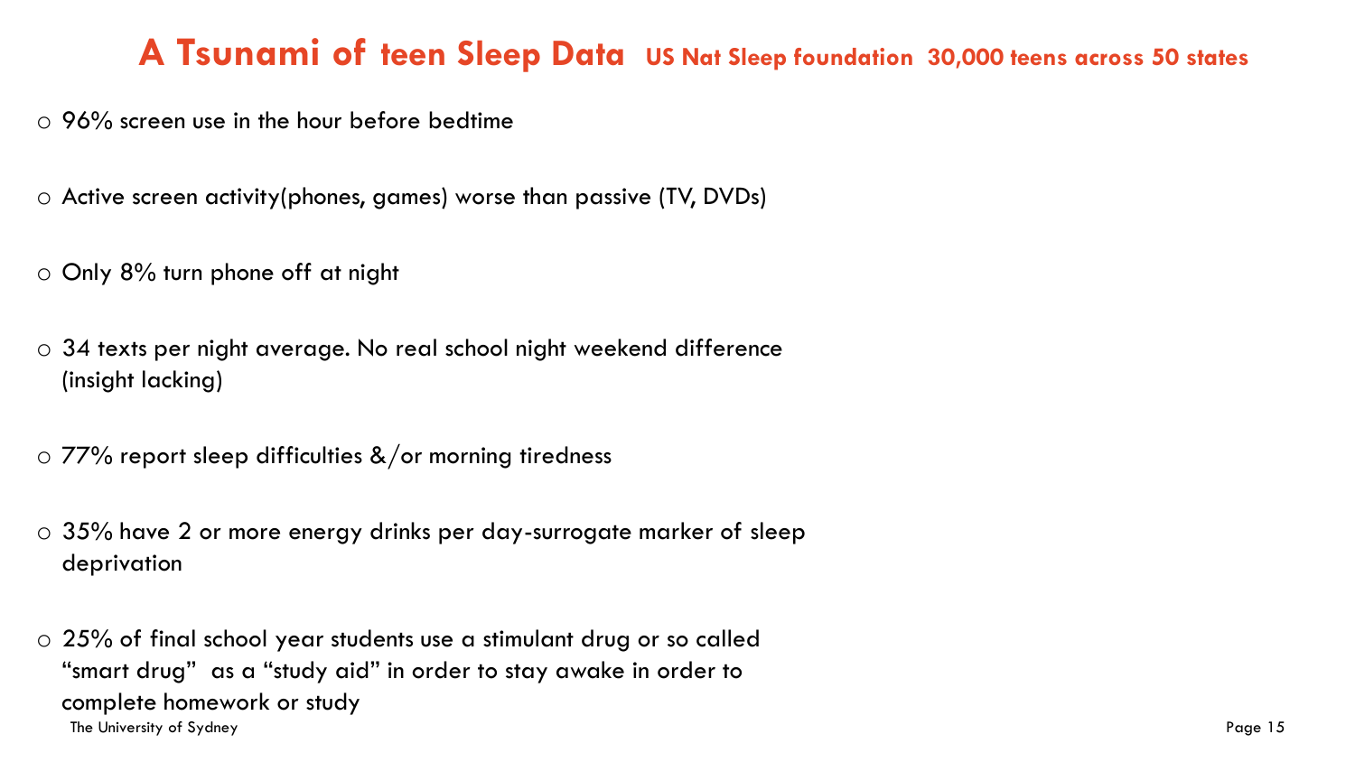# A Tsunami of teen Sleep Data **US Nat Sleep foundation 30,000 teens across 50 states**

- 96% screen use in the hour before bedtime
- Active screen activity(phones, games) worse than passive (TV, DVDs)
- Only 8% turn phone off at night
- 34 texts per night average. No real school night weekend difference (insight lacking)
- 77% report sleep difficulties &/or morning tiredness
- 35% have 2 or more energy drinks per day-surrogate marker of sleep deprivation
- 25% of final school year students use a stimulant drug or so called "smart drug" as a "study aid" in order to stay awake in order to complete homework or study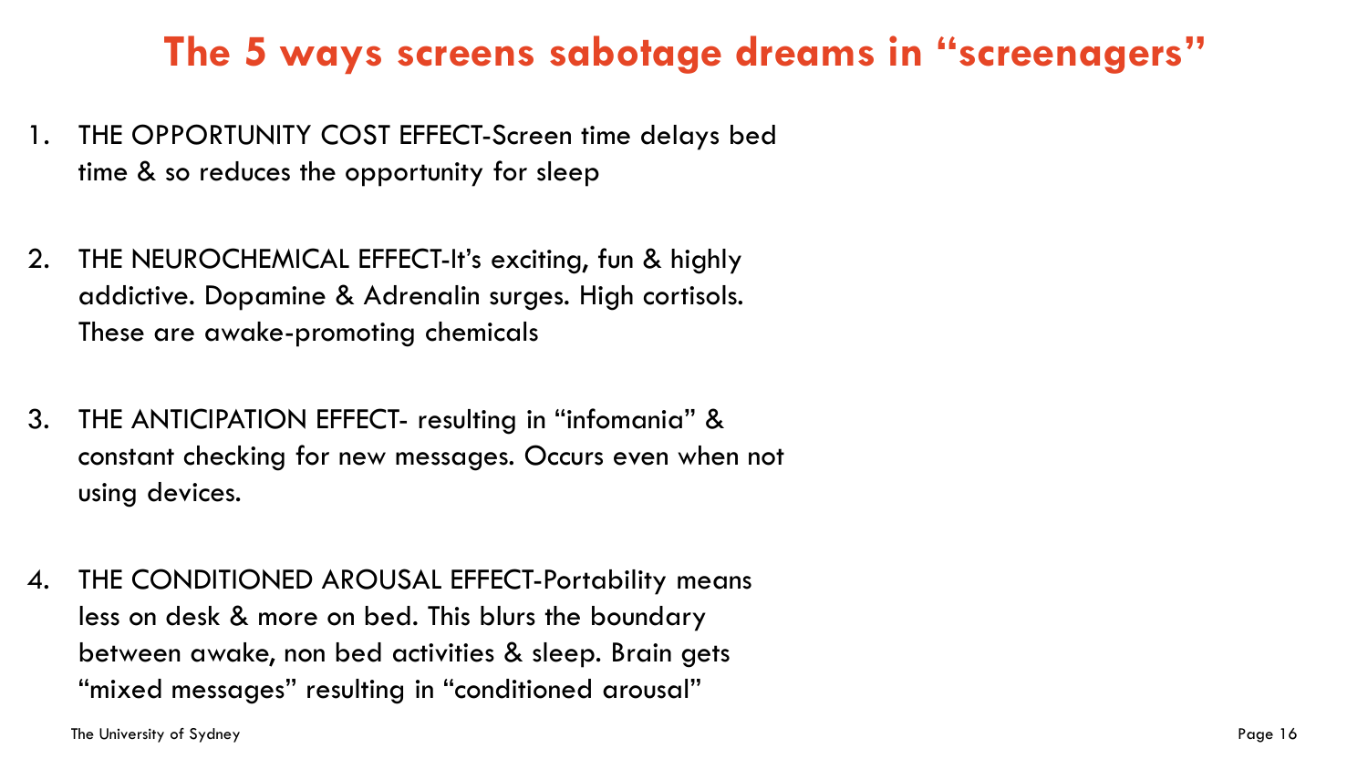# The 5 ways screens sabotage dreams in "screenagers"

1. THE OPPORTUNITY COST EFFECT-Screen time delays bed time & so reduces the opportunity for sleep

2. THE NEUROCHEMICAL EFFECT-It's exciting, fun & highly addictive. Dopamine & Adrenalin surges. High cortisols. These are awake-promoting chemicals

3. THE ANTICIPATION EFFECT- resulting in "infomania" & constant checking for new messages. Occurs even when not using devices.

4. THE CONDITIONED AROUSAL EFFECT-Portability means less on desk & more on bed. This blurs the boundary between awake, non bed activities & sleep. Brain gets "mixed messages" resulting in "conditioned arousal"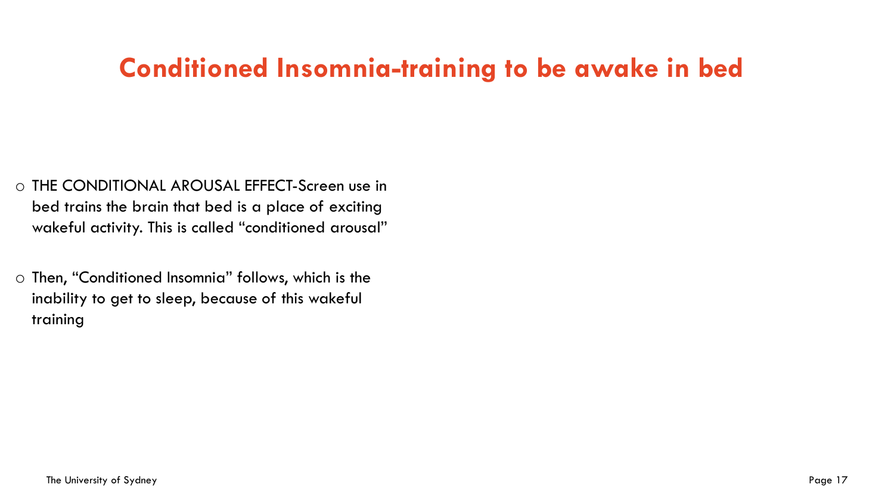# Conditioned Insomnia-training to be awake in bed

- THE CONDITIONAL AROUSAL EFFECT-Screen use in bed trains the brain that bed is a place of exciting wakeful activity. This is called "conditioned arousal"

- Then, "Conditioned Insomnia" follows, which is the inability to get to sleep, because of this wakeful training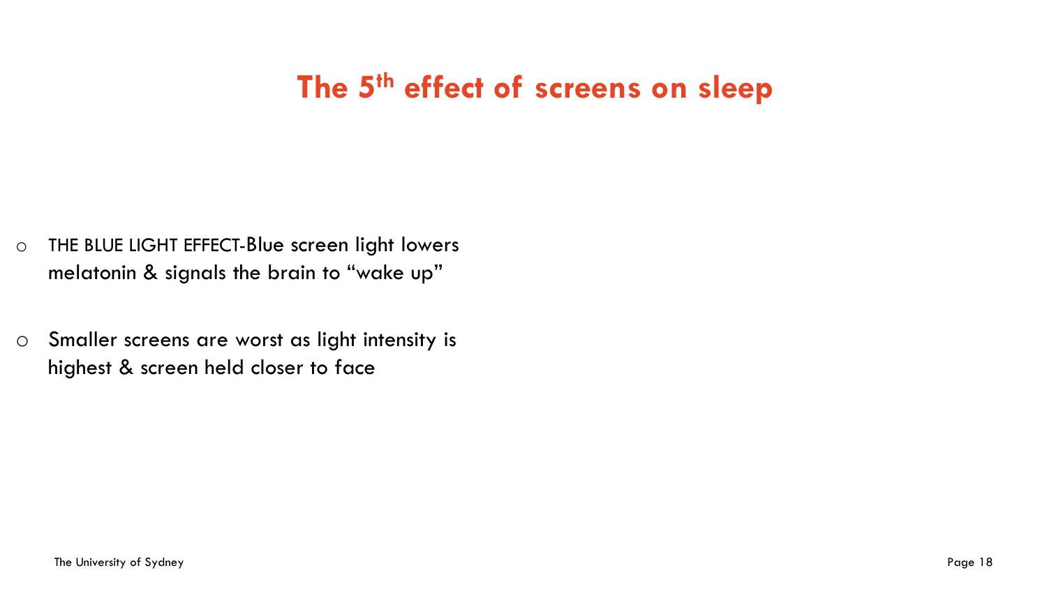# The 5th effect of screens on sleep

- THE BLUE LIGHT EFFECT-Blue screen light lowers melatonin & signals the brain to "wake up"

- Smaller screens are worst as light intensity is highest & screen held closer to face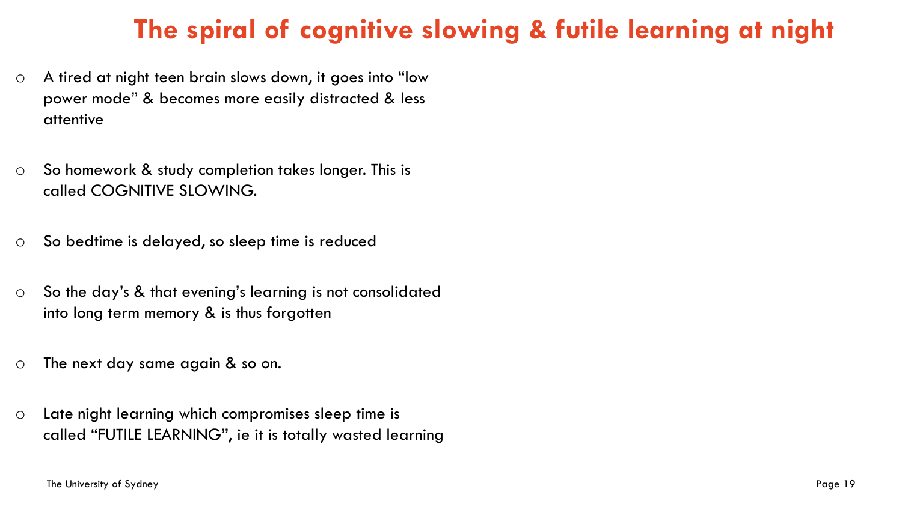# The spiral of cognitive slowing & futile learning at night

- A tired at night teen brain slows down, it goes into "low power mode" & becomes more easily distracted & less attentive
- So homework & study completion takes longer. This is called COGNITIVE SLOWING.
- So bedtime is delayed, so sleep time is reduced
- So the day's & that evening's learning is not consolidated into long term memory & is thus forgotten
- The next day same again & so on.
- Late night learning which compromises sleep time is called "FUTILE LEARNING", ie it is totally wasted learning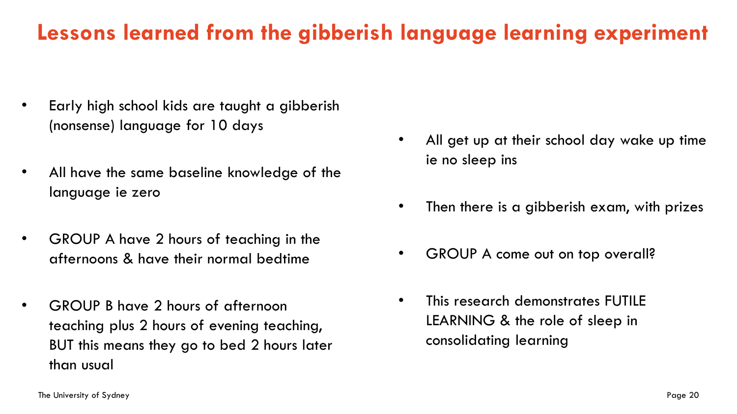# Lessons learned from the gibberish language learning experiment

- Early high school kids are taught a gibberish (nonsense) language for 10 days
- All have the same baseline knowledge of the language ie zero
- GROUP A have 2 hours of teaching in the afternoons & have their normal bedtime
- GROUP B have 2 hours of afternoon teaching plus 2 hours of evening teaching, BUT this means they go to bed 2 hours later than usual
- All get up at their school day wake up time ie no sleep ins
- Then there is a gibberish exam, with prizes
- GROUP A come out on top overall?
- This research demonstrates FUTILE LEARNING & the role of sleep in consolidating learning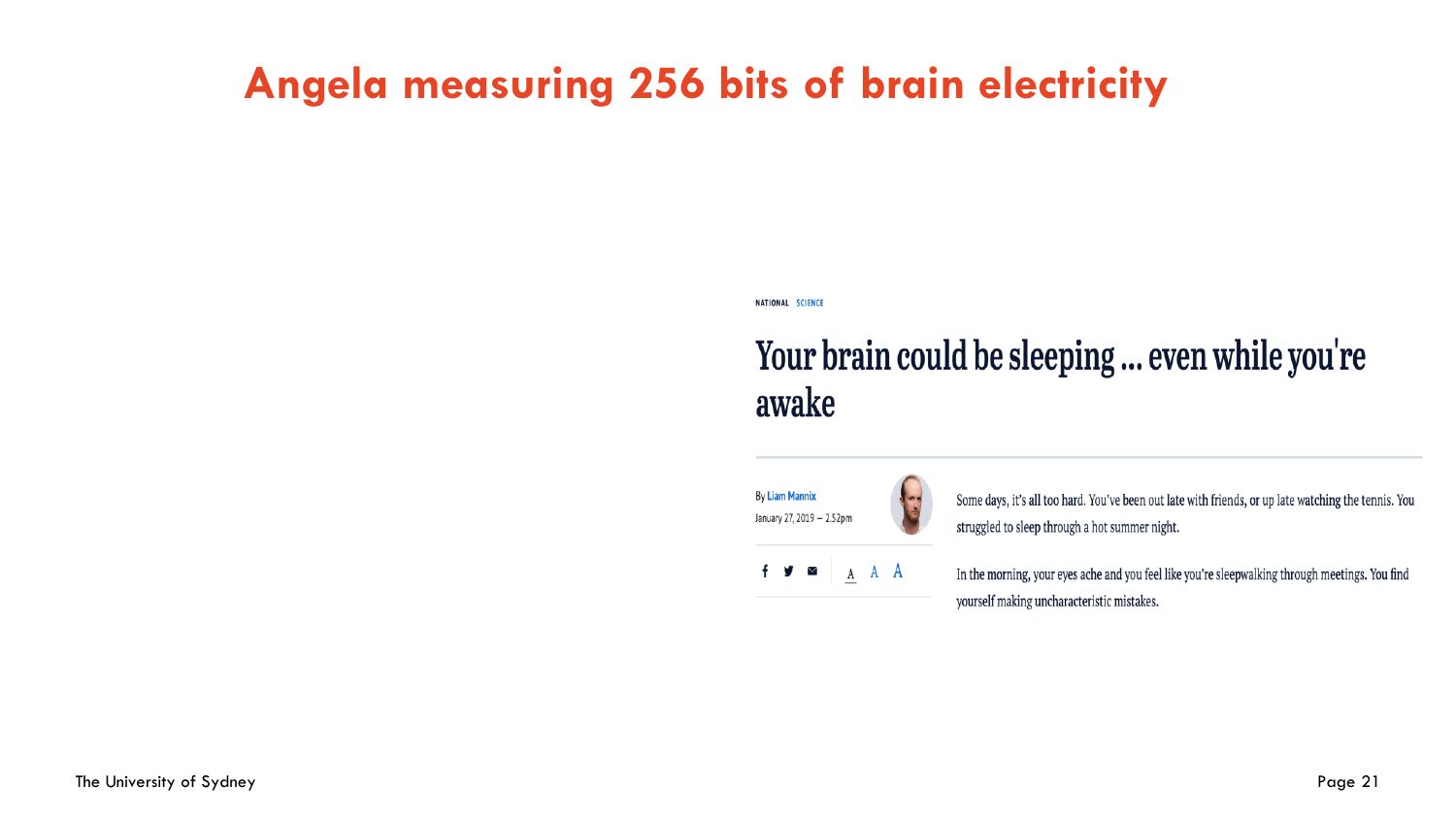# Angela measuring 256 bits of brain electricity

NATIONAL SCIENCE

## Your brain could be sleeping ... even while you're awake

By Liam Mannix

January 27, 2019 — 2.52pm

Some days, it's all too hard. You've been out late with friends, or up late watching the tennis. You struggled to sleep through a hot summer night.

In the morning, your eyes ache and you feel like you're sleepwalking through meetings. You find yourself making uncharacteristic mistakes.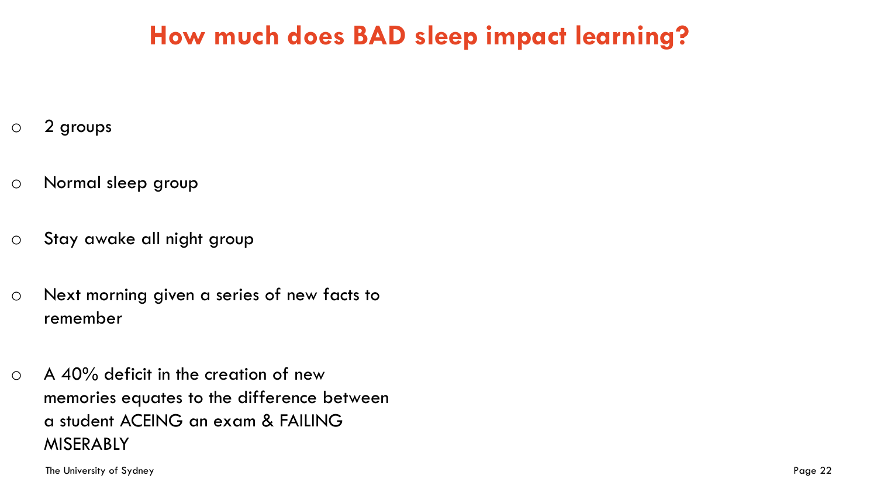# How much does BAD sleep impact learning?

- 2 groups
- Normal sleep group
- Stay awake all night group
- Next morning given a series of new facts to remember
- A 40% deficit in the creation of new memories equates to the difference between a student ACEING an exam & FAILING MISERABLY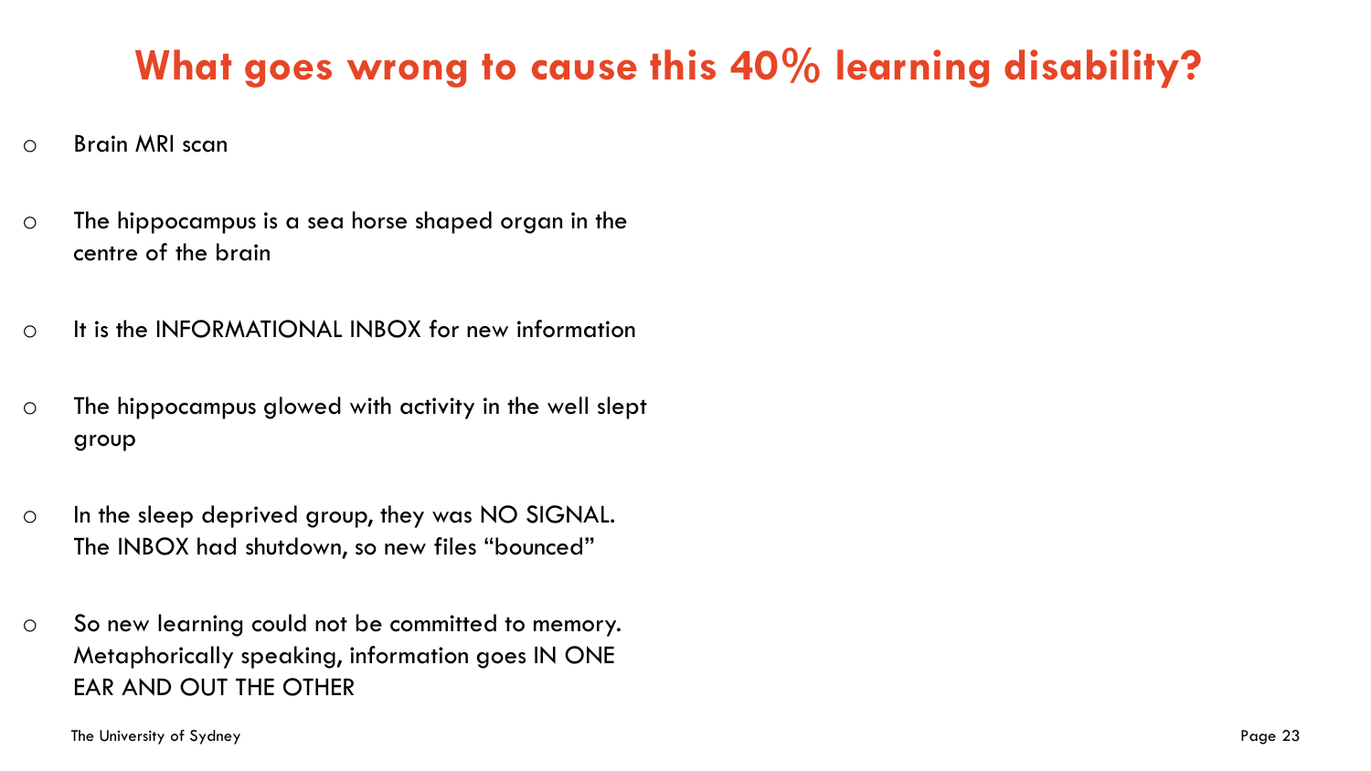# What goes wrong to cause this 40% learning disability?

- Brain MRI scan
- The hippocampus is a sea horse shaped organ in the centre of the brain
- It is the INFORMATIONAL INBOX for new information
- The hippocampus glowed with activity in the well slept group
- In the sleep deprived group, they was NO SIGNAL. The INBOX had shutdown, so new files "bounced"
- So new learning could not be committed to memory. Metaphorically speaking, information goes IN ONE EAR AND OUT THE OTHER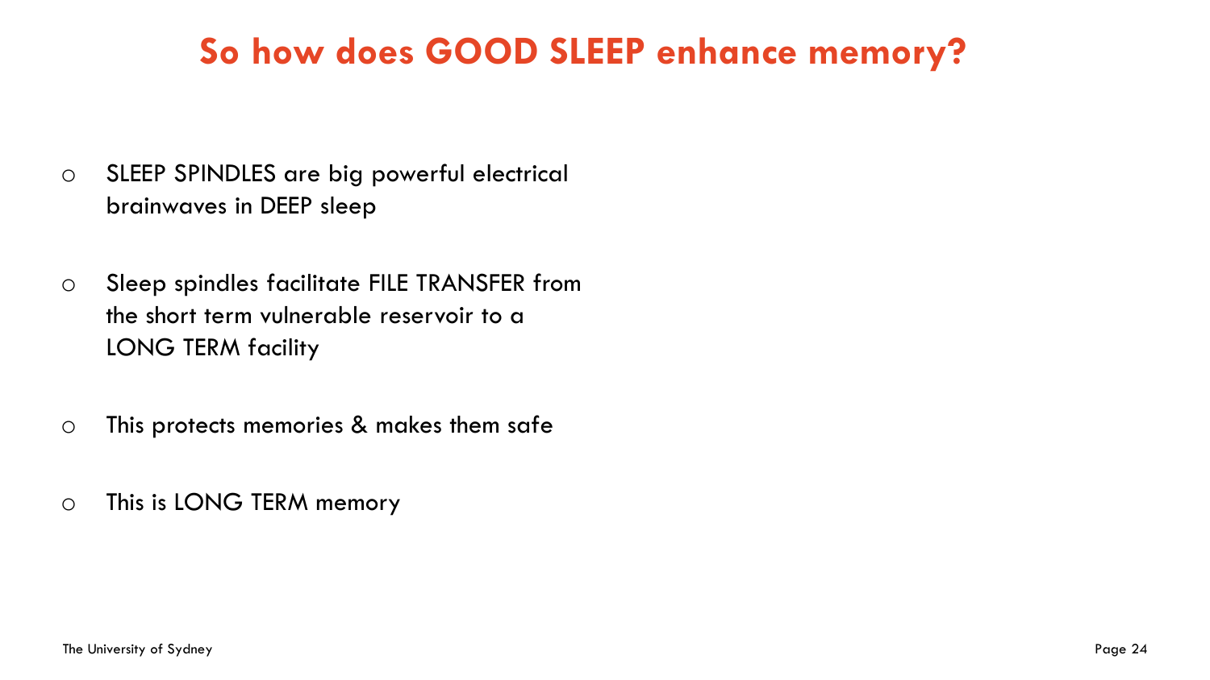# So how does GOOD SLEEP enhance memory?

- SLEEP SPINDLES are big powerful electrical brainwaves in DEEP sleep
- Sleep spindles facilitate FILE TRANSFER from the short term vulnerable reservoir to a LONG TERM facility
- This protects memories & makes them safe
- This is LONG TERM memory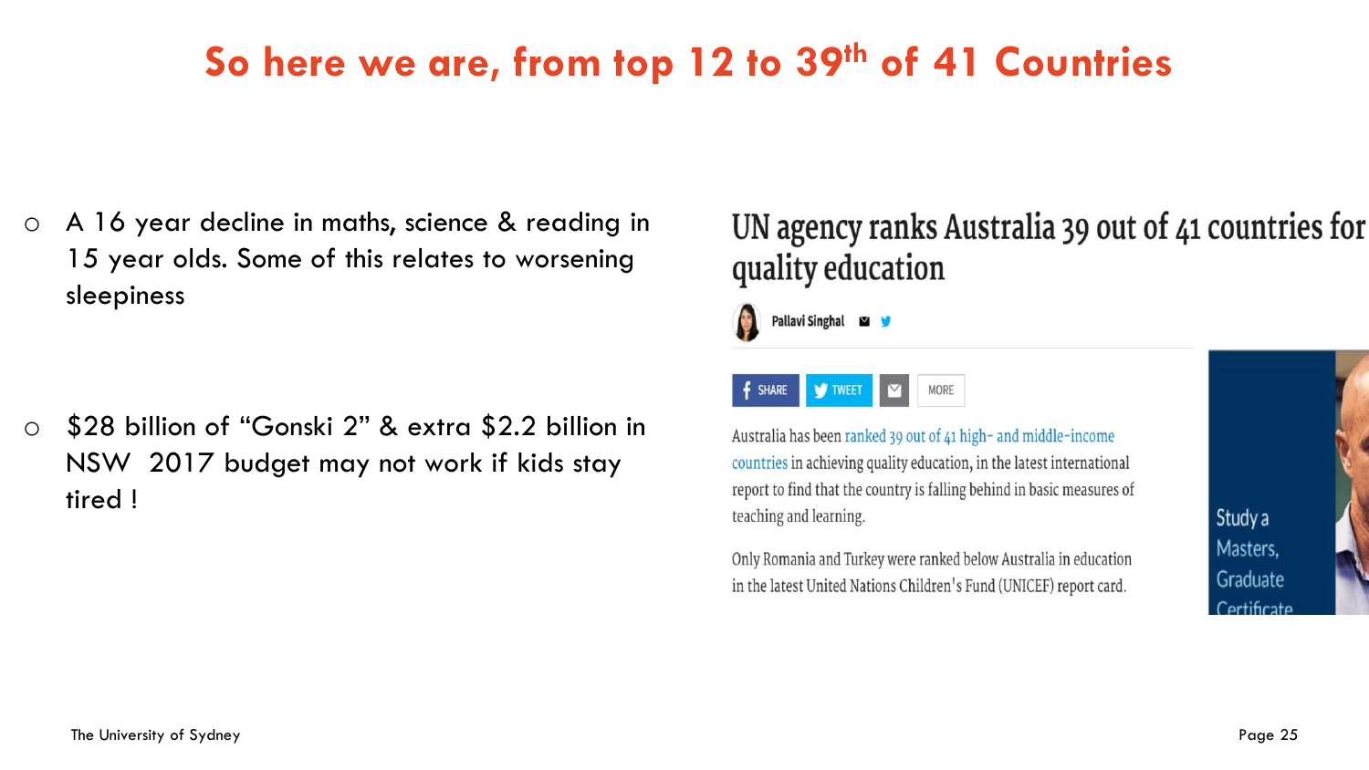# So here we are, from top 12 to 39th of 41 Countries

- A 16 year decline in maths, science & reading in 15 year olds. Some of this relates to worsening sleepiness

- $28 billion of "Gonski 2" & extra $2.2 billion in NSW 2017 budget may not work if kids stay tired !

## UN agency ranks Australia 39 out of 41 countries for quality education

Pallavi Singhal

SHARE TWEET MORE

Australia has been ranked 39 out of 41 high- and middle-income countries in achieving quality education, in the latest international report to find that the country is falling behind in basic measures of teaching and learning.

Only Romania and Turkey were ranked below Australia in education in the latest United Nations Children's Fund (UNICEF) report card.

Study a Masters, Graduate Certificate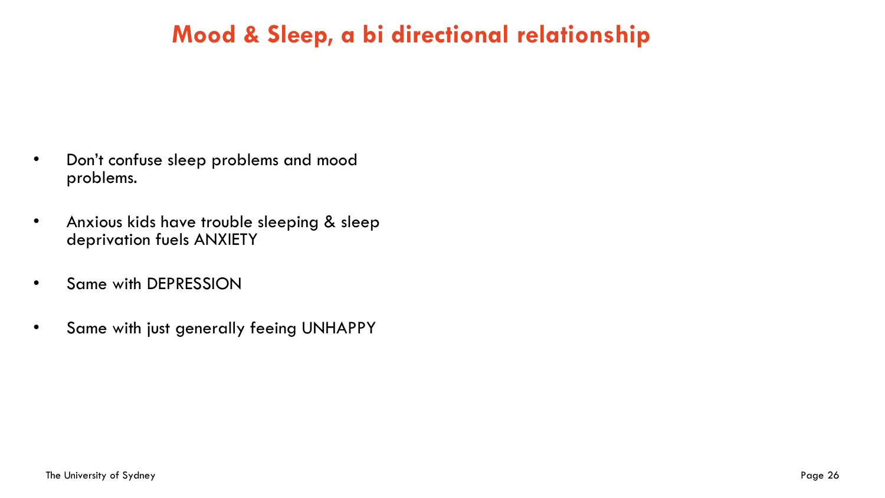# Mood & Sleep, a bi directional relationship

- Don’t confuse sleep problems and mood problems.
- Anxious kids have trouble sleeping & sleep deprivation fuels ANXIETY
- Same with DEPRESSION
- Same with just generally feeing UNHAPPY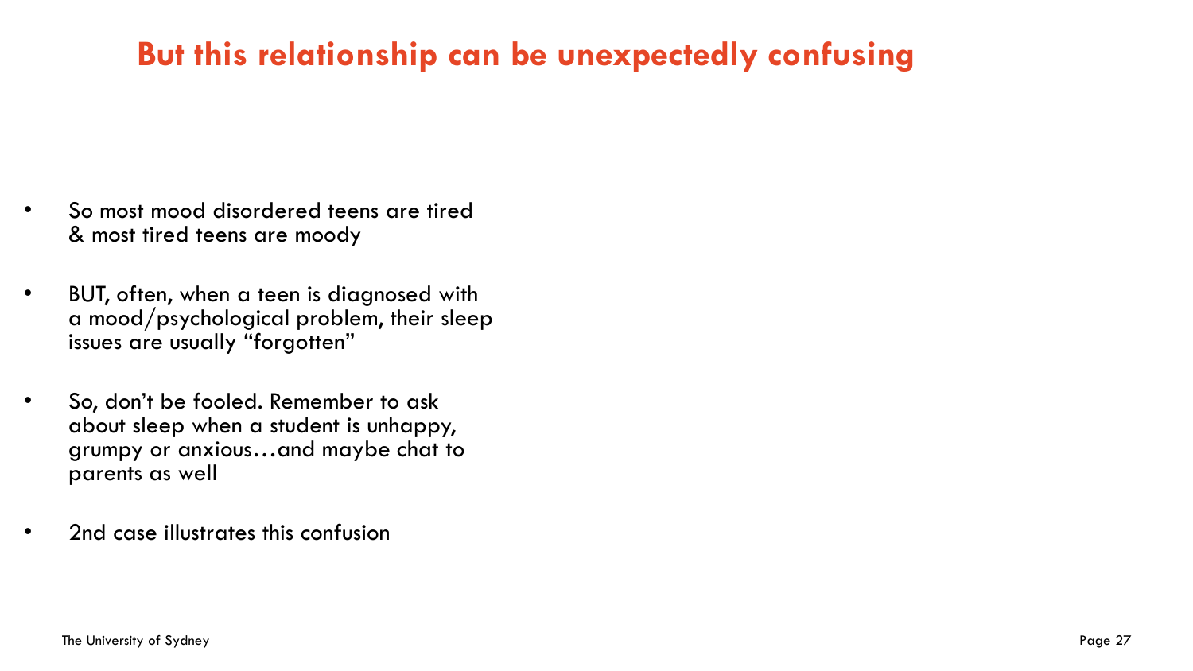# But this relationship can be unexpectedly confusing

- So most mood disordered teens are tired & most tired teens are moody
- BUT, often, when a teen is diagnosed with a mood/psychological problem, their sleep issues are usually "forgotten"
- So, don't be fooled. Remember to ask about sleep when a student is unhappy, grumpy or anxious…and maybe chat to parents as well
- 2nd case illustrates this confusion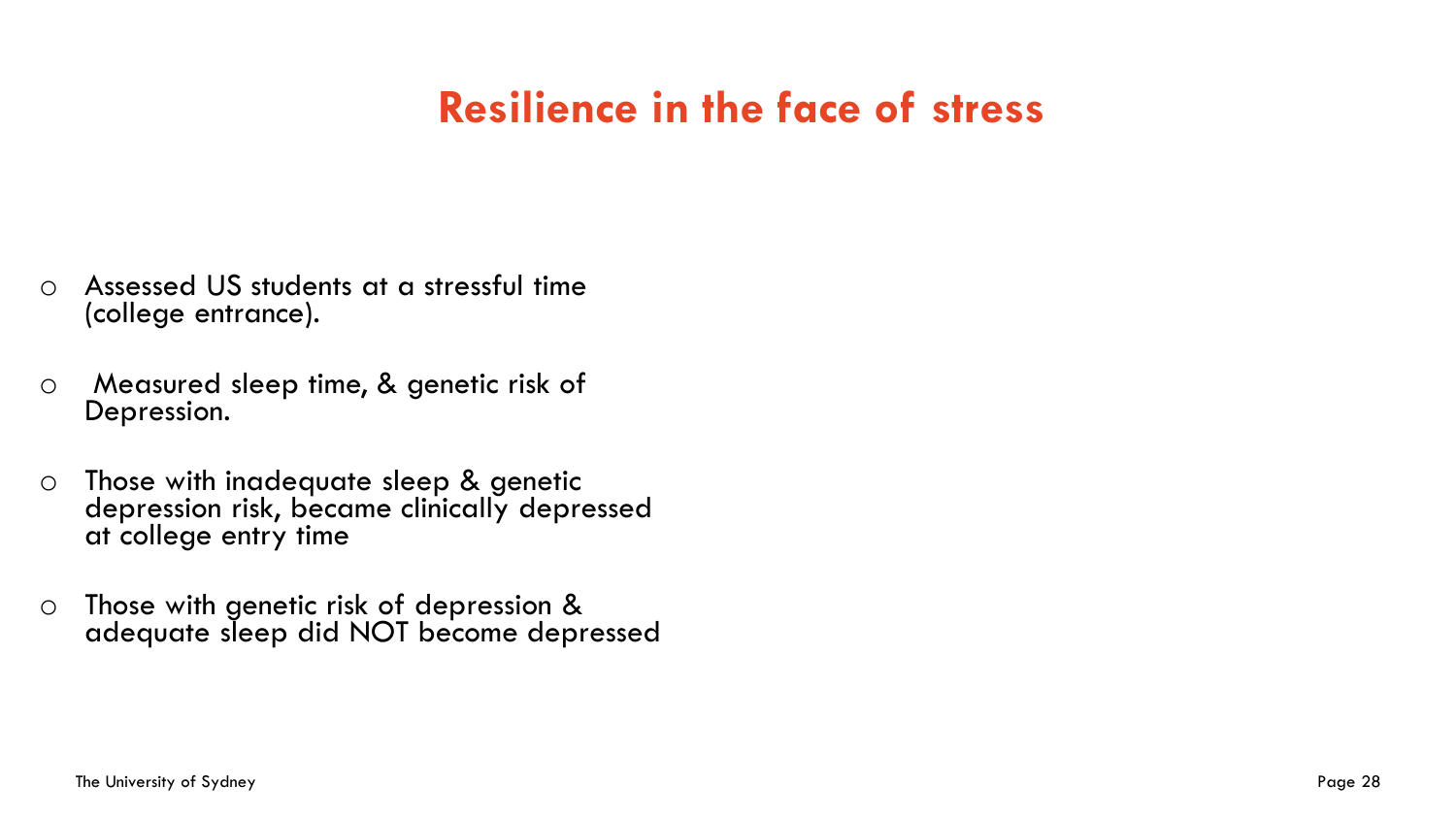# Resilience in the face of stress

- Assessed US students at a stressful time (college entrance).
- Measured sleep time, & genetic risk of Depression.
- Those with inadequate sleep & genetic depression risk, became clinically depressed at college entry time
- Those with genetic risk of depression & adequate sleep did NOT become depressed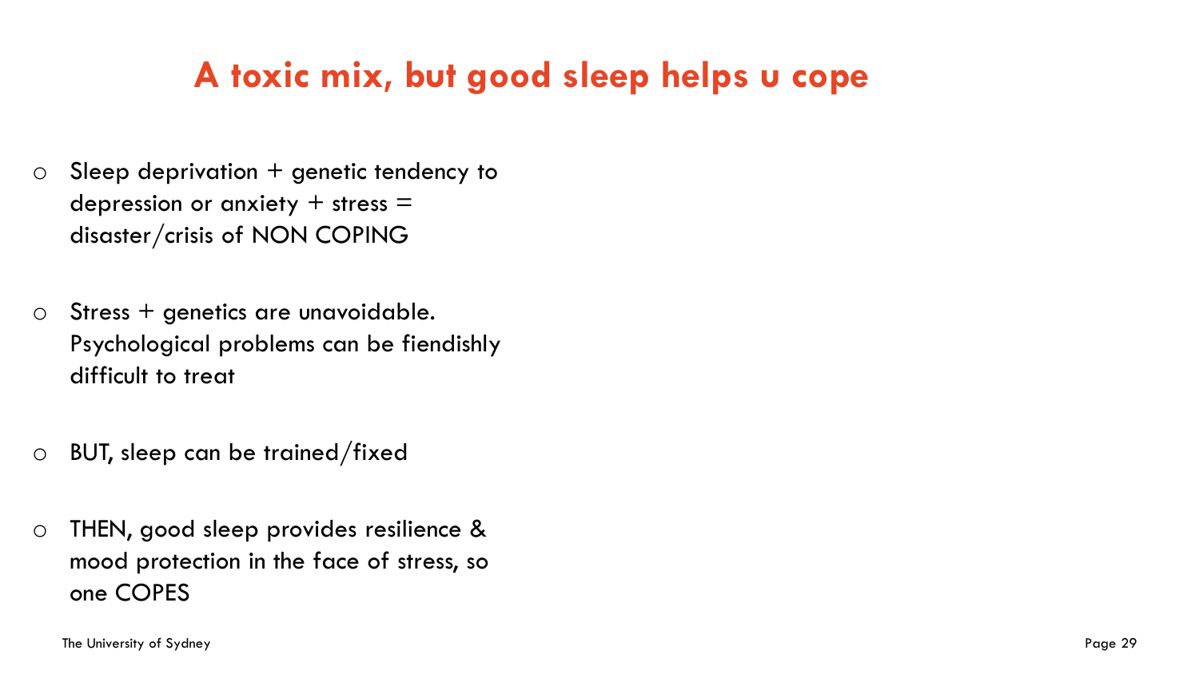# A toxic mix, but good sleep helps u cope

- Sleep deprivation + genetic tendency to depression or anxiety + stress = disaster/crisis of NON COPING

- Stress + genetics are unavoidable. Psychological problems can be fiendishly difficult to treat

- BUT, sleep can be trained/fixed

- THEN, good sleep provides resilience & mood protection in the face of stress, so one COPES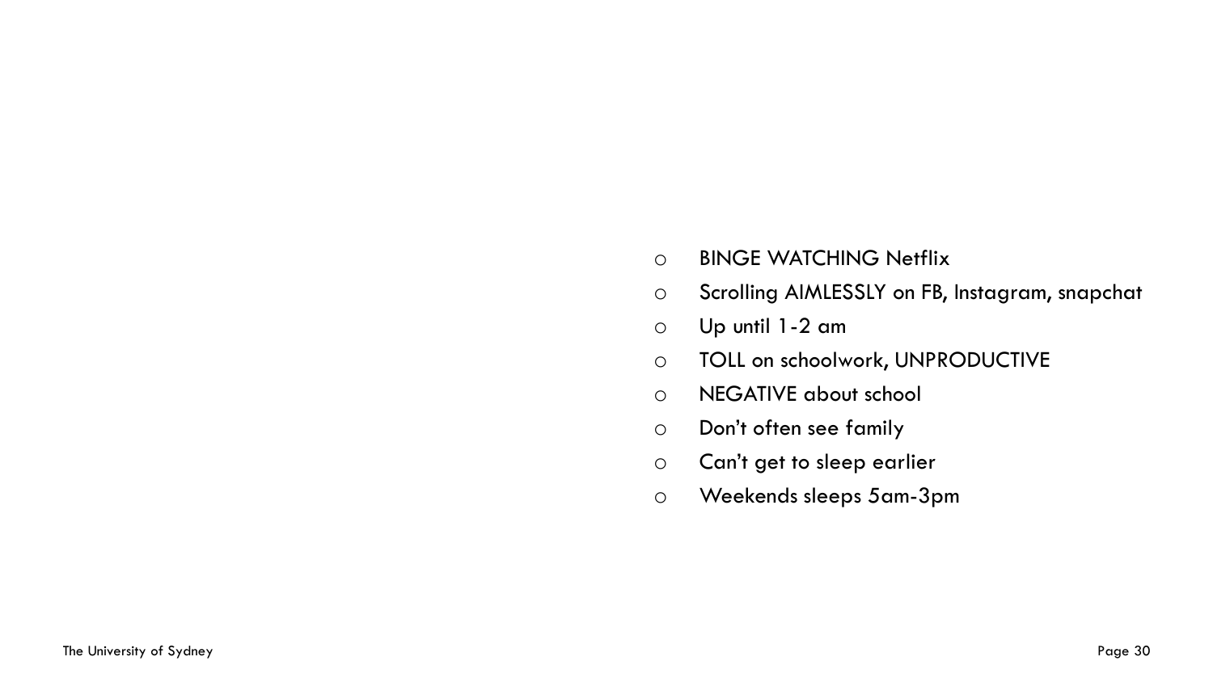- BINGE WATCHING Netflix
- Scrolling AIMLESSLY on FB, Instagram, snapchat
- Up until 1-2 am
- TOLL on schoolwork, UNPRODUCTIVE
- NEGATIVE about school
- Don't often see family
- Can't get to sleep earlier
- Weekends sleeps 5am-3pm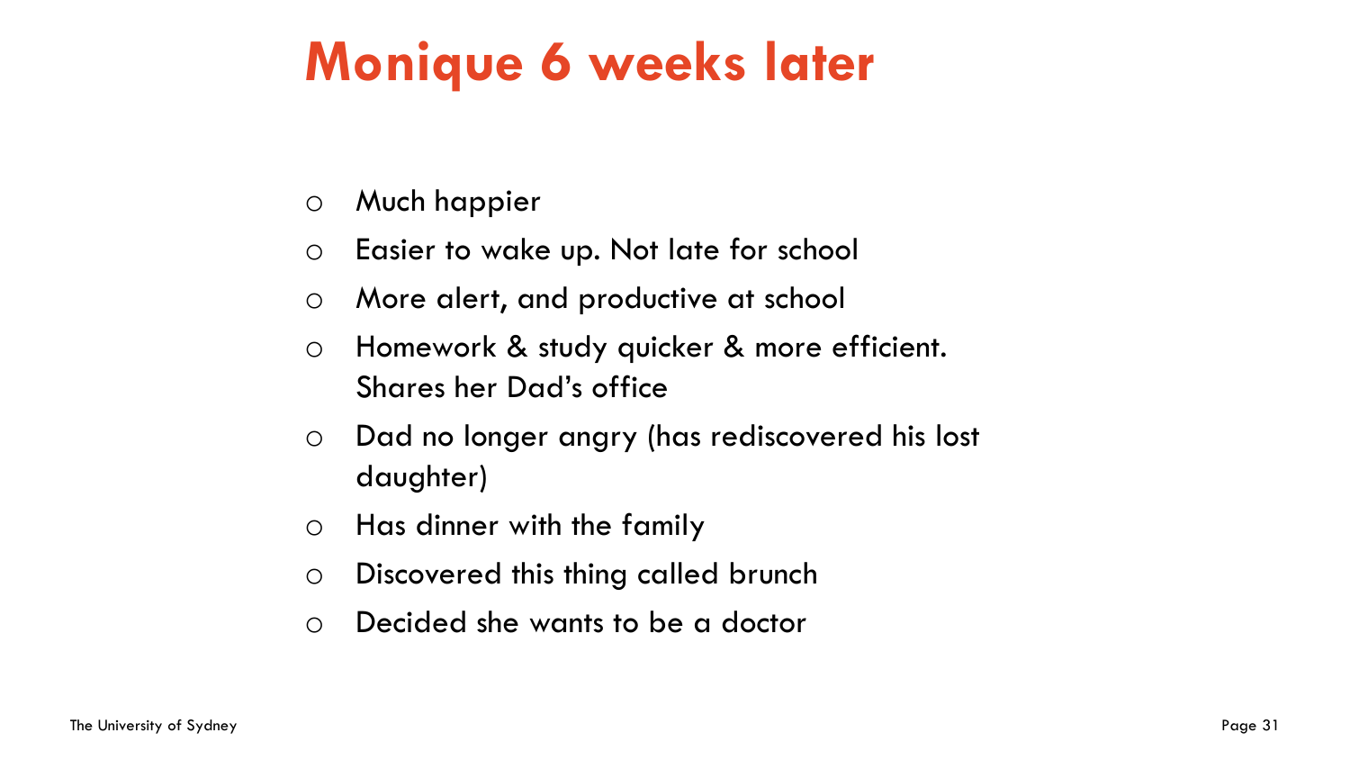# Monique 6 weeks later

- Much happier
- Easier to wake up. Not late for school
- More alert, and productive at school
- Homework & study quicker & more efficient. Shares her Dad's office
- Dad no longer angry (has rediscovered his lost daughter)
- Has dinner with the family
- Discovered this thing called brunch
- Decided she wants to be a doctor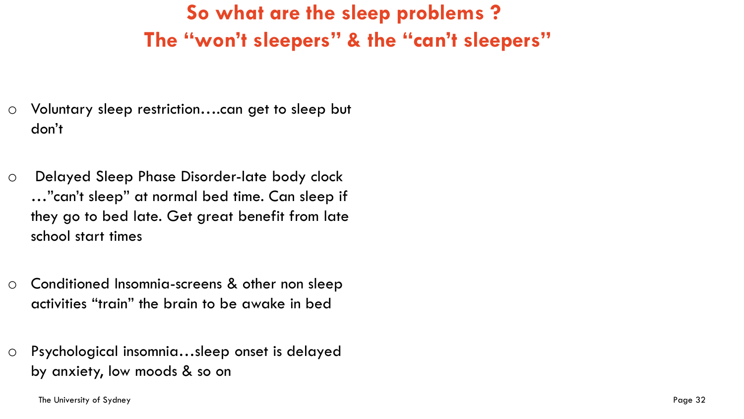# So what are the sleep problems ?
# The "won't sleepers" & the "can't sleepers"

- Voluntary sleep restriction….can get to sleep but don't

- Delayed Sleep Phase Disorder-late body clock …"can't sleep" at normal bed time. Can sleep if they go to bed late. Get great benefit from late school start times

- Conditioned Insomnia-screens & other non sleep activities "train" the brain to be awake in bed

- Psychological insomnia…sleep onset is delayed by anxiety, low moods & so on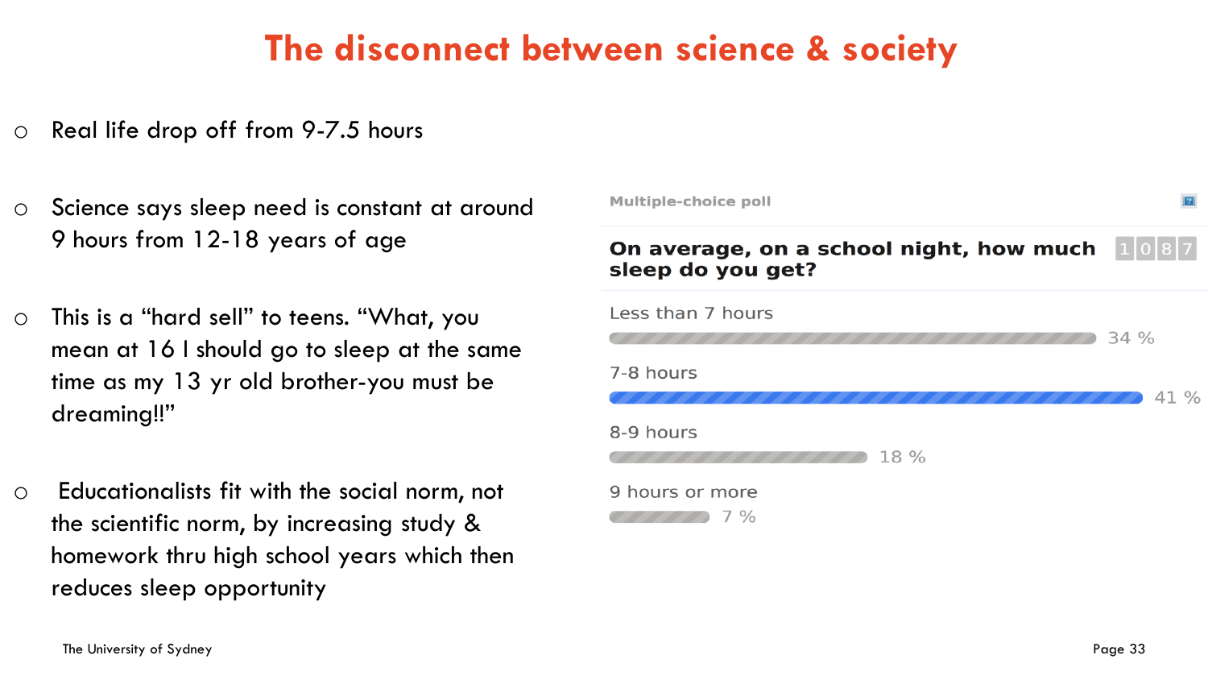# The disconnect between science & society

- Real life drop off from 9-7.5 hours

- Science says sleep need is constant at around 9 hours from 12-18 years of age

- This is a "hard sell" to teens. "What, you mean at 16 I should go to sleep at the same time as my 13 yr old brother-you must be dreaming!!"

- Educationalists fit with the social norm, not the scientific norm, by increasing study & homework thru high school years which then reduces sleep opportunity

**Multiple-choice poll**

**On average, on a school night, how much sleep do you get?** 1087

| Response | % |
| --- | --- |
| Less than 7 hours | 34 % |
| 7-8 hours | 41 % |
| 8-9 hours | 18 % |
| 9 hours or more | 7 % |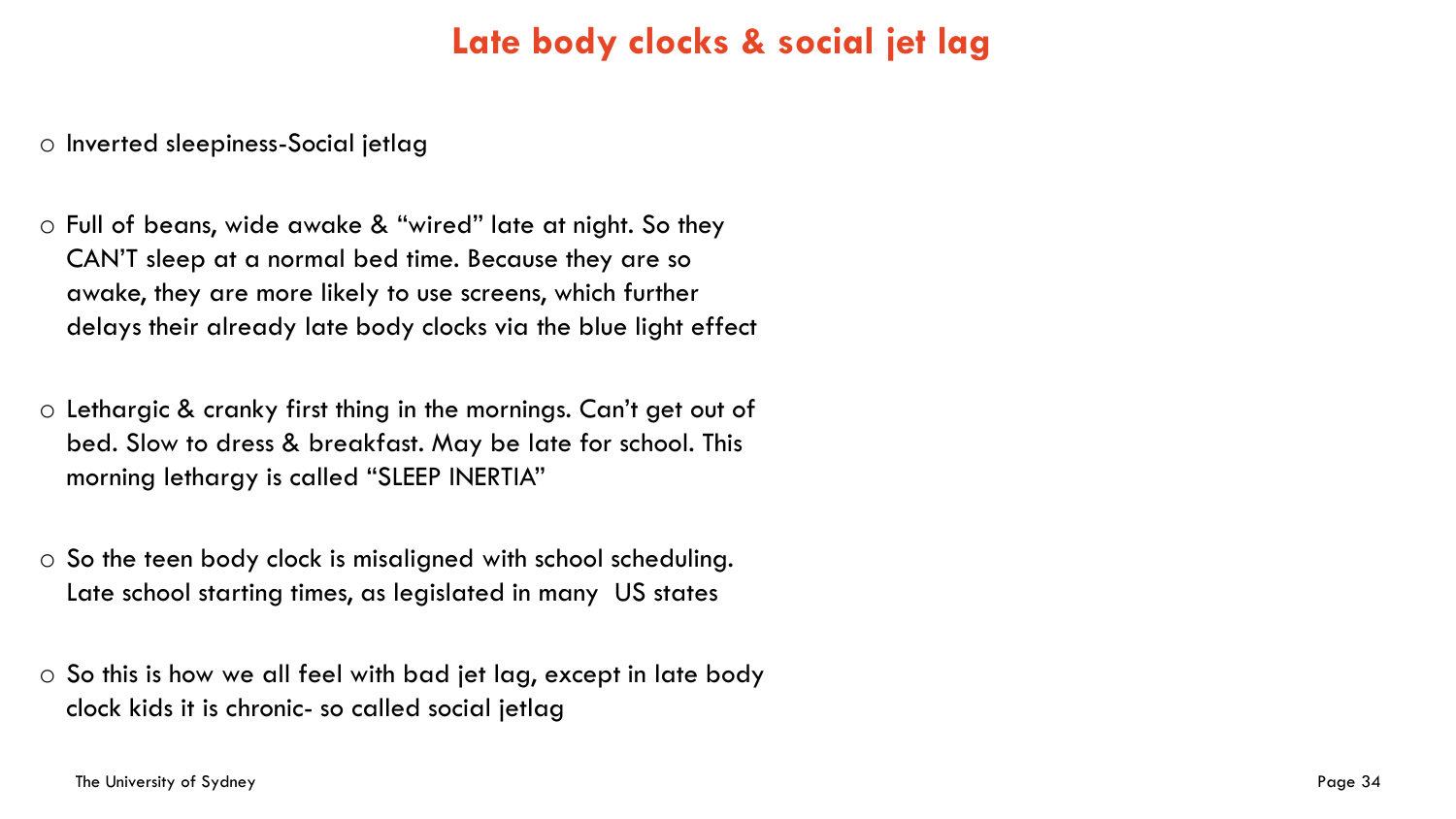# Late body clocks & social jet lag

- Inverted sleepiness-Social jetlag
- Full of beans, wide awake & "wired" late at night. So they CAN'T sleep at a normal bed time. Because they are so awake, they are more likely to use screens, which further delays their already late body clocks via the blue light effect
- Lethargic & cranky first thing in the mornings. Can't get out of bed. Slow to dress & breakfast. May be late for school. This morning lethargy is called "SLEEP INERTIA"
- So the teen body clock is misaligned with school scheduling. Late school starting times, as legislated in many US states
- So this is how we all feel with bad jet lag, except in late body clock kids it is chronic- so called social jetlag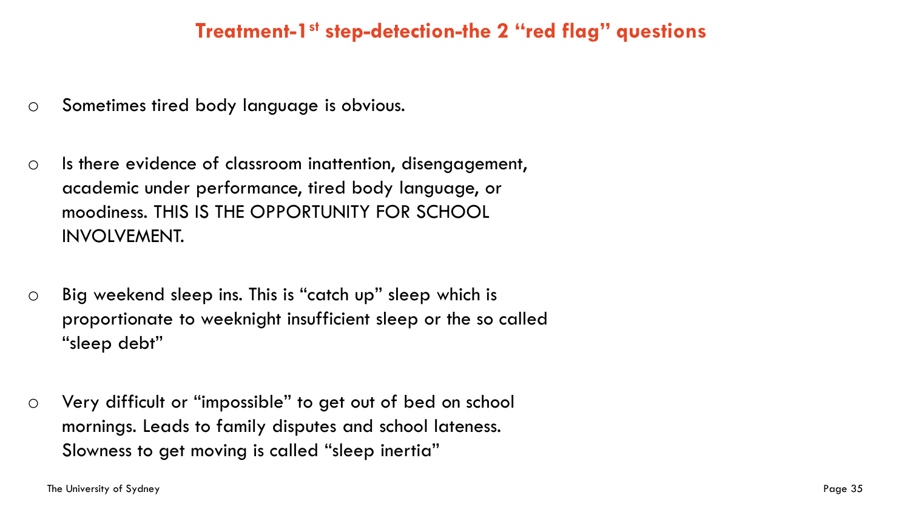# Treatment-1st step-detection-the 2 “red flag” questions

- Sometimes tired body language is obvious.
- Is there evidence of classroom inattention, disengagement, academic under performance, tired body language, or moodiness. THIS IS THE OPPORTUNITY FOR SCHOOL INVOLVEMENT.
- Big weekend sleep ins. This is “catch up” sleep which is proportionate to weeknight insufficient sleep or the so called “sleep debt”
- Very difficult or “impossible” to get out of bed on school mornings. Leads to family disputes and school lateness. Slowness to get moving is called “sleep inertia”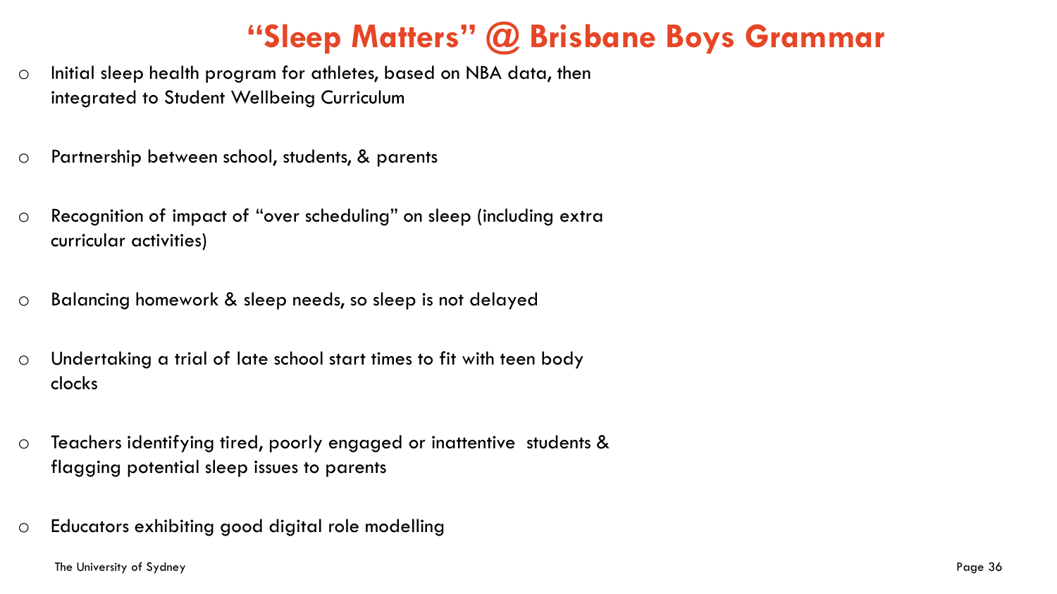# "Sleep Matters" @ Brisbane Boys Grammar

- Initial sleep health program for athletes, based on NBA data, then integrated to Student Wellbeing Curriculum
- Partnership between school, students, & parents
- Recognition of impact of "over scheduling" on sleep (including extra curricular activities)
- Balancing homework & sleep needs, so sleep is not delayed
- Undertaking a trial of late school start times to fit with teen body clocks
- Teachers identifying tired, poorly engaged or inattentive students & flagging potential sleep issues to parents
- Educators exhibiting good digital role modelling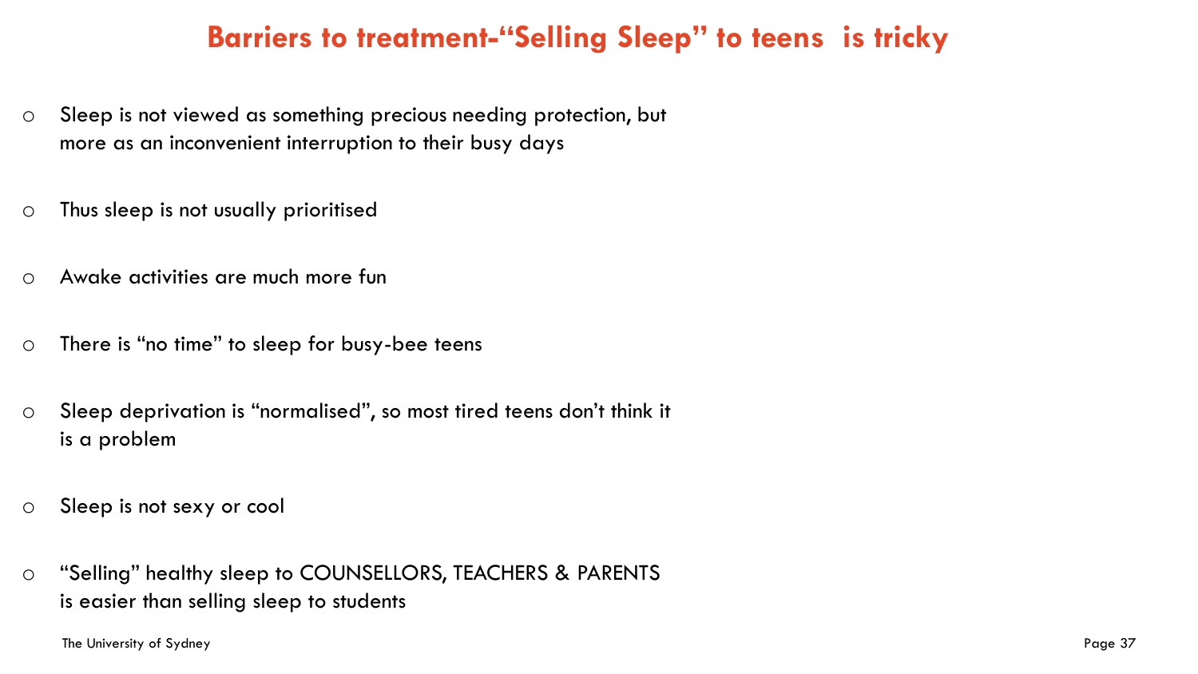# Barriers to treatment-"Selling Sleep" to teens is tricky

- Sleep is not viewed as something precious needing protection, but more as an inconvenient interruption to their busy days
- Thus sleep is not usually prioritised
- Awake activities are much more fun
- There is "no time" to sleep for busy-bee teens
- Sleep deprivation is "normalised", so most tired teens don't think it is a problem
- Sleep is not sexy or cool
- "Selling" healthy sleep to COUNSELLORS, TEACHERS & PARENTS is easier than selling sleep to students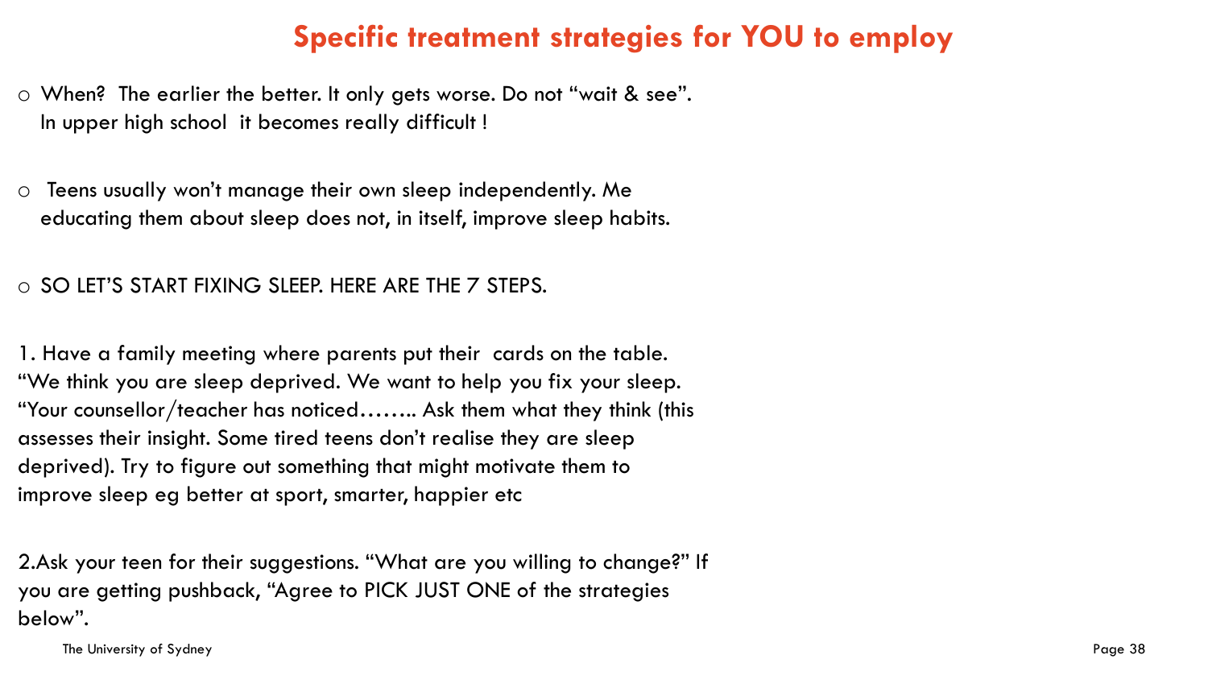# Specific treatment strategies for YOU to employ

- When? The earlier the better. It only gets worse. Do not "wait & see". In upper high school it becomes really difficult !

- Teens usually won't manage their own sleep independently. Me educating them about sleep does not, in itself, improve sleep habits.

- SO LET'S START FIXING SLEEP. HERE ARE THE 7 STEPS.

1. Have a family meeting where parents put their cards on the table. "We think you are sleep deprived. We want to help you fix your sleep. "Your counsellor/teacher has noticed…….. Ask them what they think (this assesses their insight. Some tired teens don't realise they are sleep deprived). Try to figure out something that might motivate them to improve sleep eg better at sport, smarter, happier etc

2. Ask your teen for their suggestions. "What are you willing to change?" If you are getting pushback, "Agree to PICK JUST ONE of the strategies below".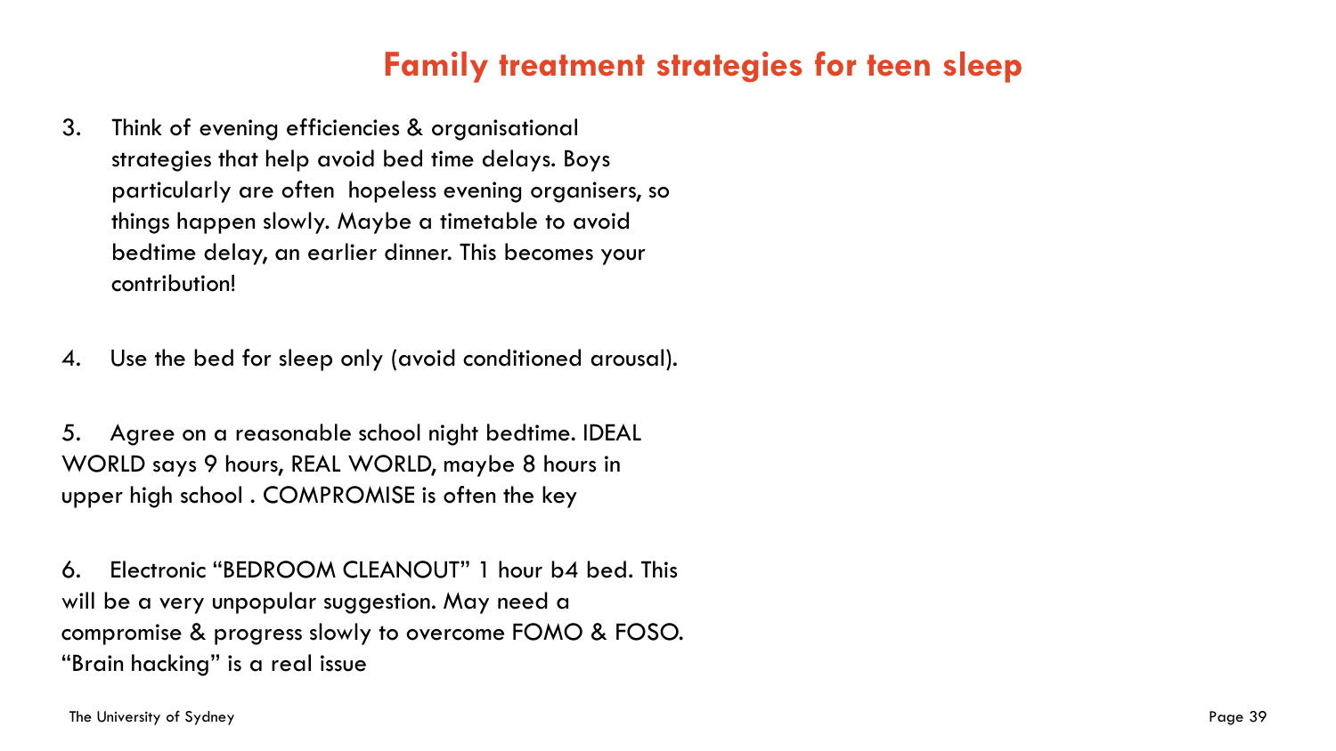# Family treatment strategies for teen sleep

3. Think of evening efficiencies & organisational strategies that help avoid bed time delays. Boys particularly are often hopeless evening organisers, so things happen slowly. Maybe a timetable to avoid bedtime delay, an earlier dinner. This becomes your contribution!

4. Use the bed for sleep only (avoid conditioned arousal).

5. Agree on a reasonable school night bedtime. IDEAL WORLD says 9 hours, REAL WORLD, maybe 8 hours in upper high school . COMPROMISE is often the key

6. Electronic "BEDROOM CLEANOUT" 1 hour b4 bed. This will be a very unpopular suggestion. May need a compromise & progress slowly to overcome FOMO & FOSO. "Brain hacking" is a real issue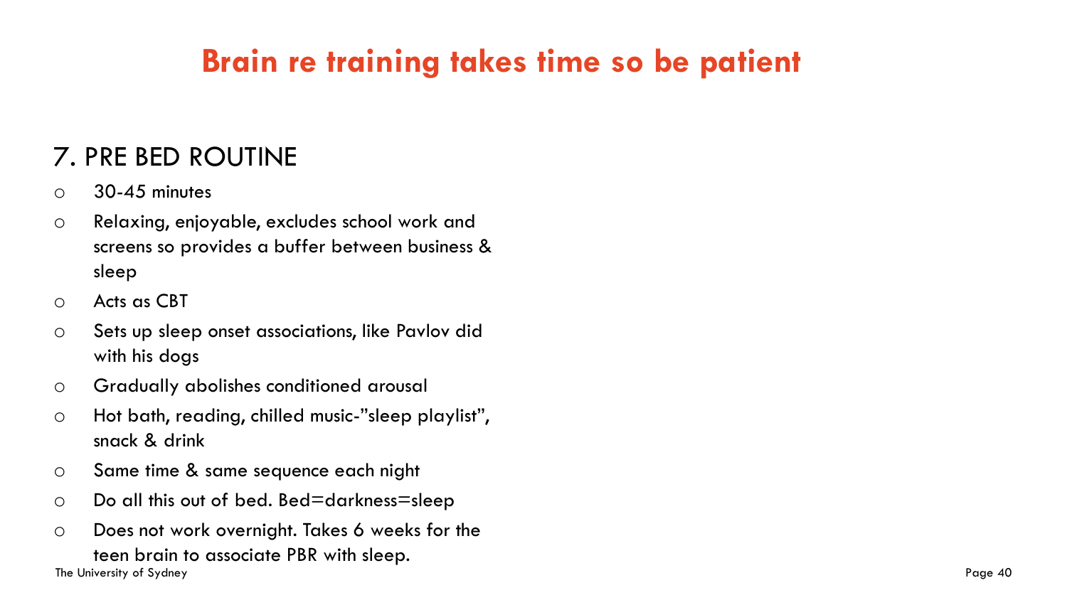# Brain re training takes time so be patient

## 7. PRE BED ROUTINE

- 30-45 minutes
- Relaxing, enjoyable, excludes school work and screens so provides a buffer between business & sleep
- Acts as CBT
- Sets up sleep onset associations, like Pavlov did with his dogs
- Gradually abolishes conditioned arousal
- Hot bath, reading, chilled music-"sleep playlist", snack & drink
- Same time & same sequence each night
- Do all this out of bed. Bed=darkness=sleep
- Does not work overnight. Takes 6 weeks for the teen brain to associate PBR with sleep.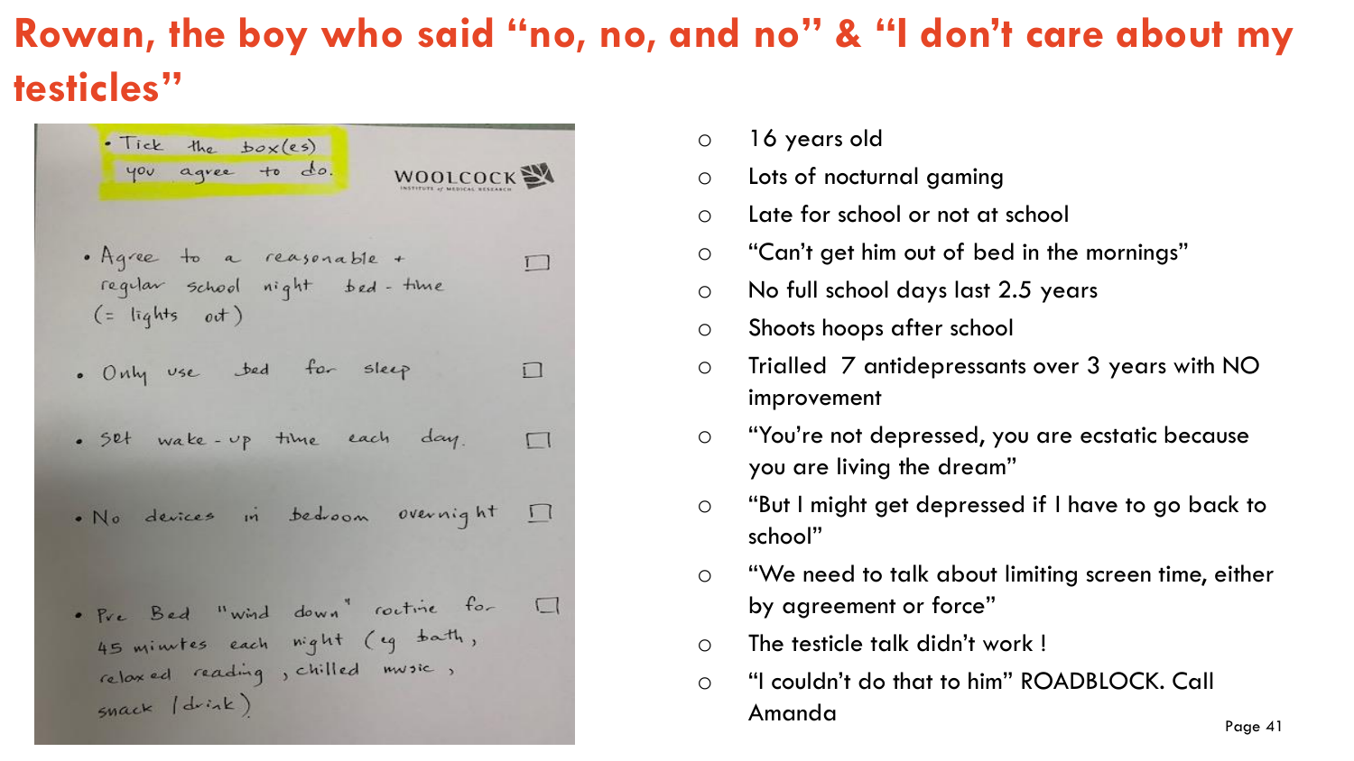# Rowan, the boy who said "no, no, and no" & "I don't care about my testicles"

- Tick the box(es) you agree to do.

WOOLCOCK INSTITUTE of MEDICAL RESEARCH

- Agree to a reasonable + regular school night bed - time (= lights out) ☐
- Only use bed for sleep ☐
- Set wake - up time each day. ☐
- No devices in bedroom overnight ☐
- Pre Bed "wind down" routine for 45 minutes each night (eg bath, relaxed reading, chilled music, snack / drink) ☐

---

- 16 years old
- Lots of nocturnal gaming
- Late for school or not at school
- "Can't get him out of bed in the mornings"
- No full school days last 2.5 years
- Shoots hoops after school
- Trialled 7 antidepressants over 3 years with NO improvement
- "You're not depressed, you are ecstatic because you are living the dream"
- "But I might get depressed if I have to go back to school"
- "We need to talk about limiting screen time, either by agreement or force"
- The testicle talk didn't work !
- "I couldn't do that to him" ROADBLOCK. Call Amanda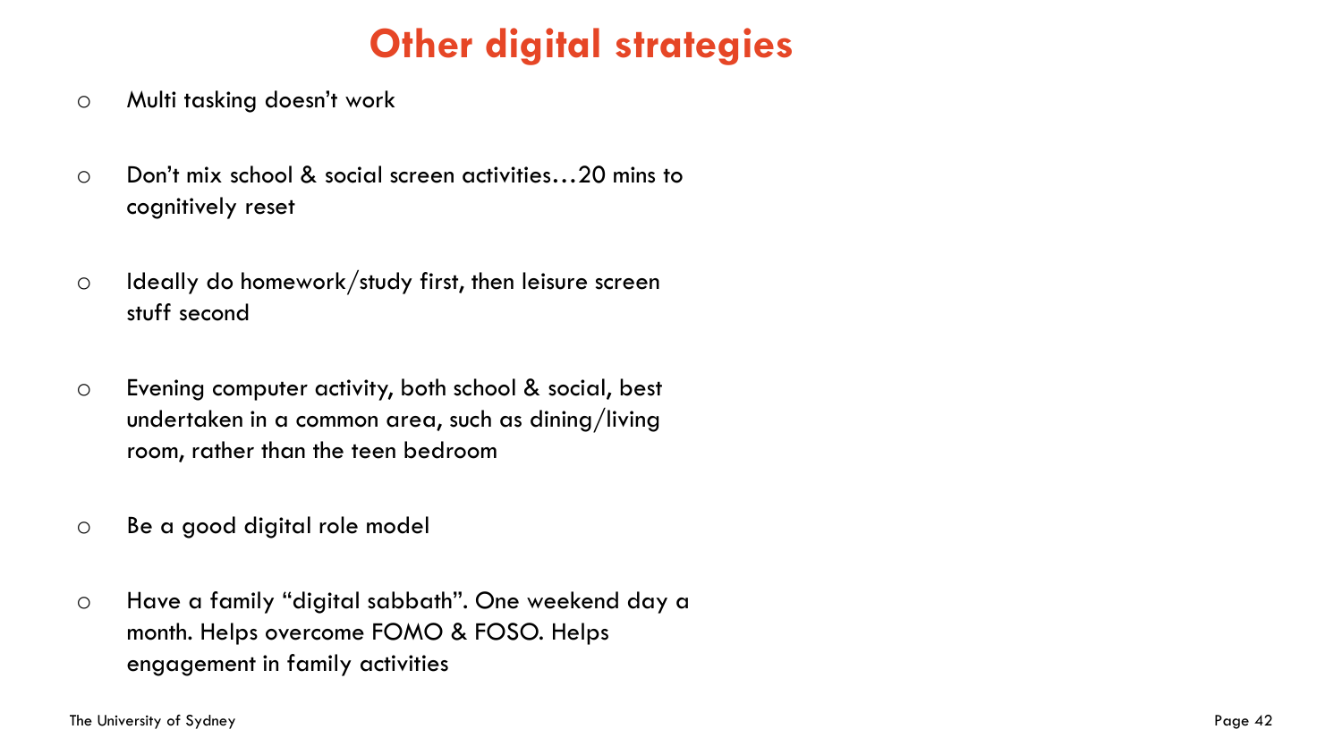# Other digital strategies

- Multi tasking doesn't work
- Don't mix school & social screen activities…20 mins to cognitively reset
- Ideally do homework/study first, then leisure screen stuff second
- Evening computer activity, both school & social, best undertaken in a common area, such as dining/living room, rather than the teen bedroom
- Be a good digital role model
- Have a family "digital sabbath". One weekend day a month. Helps overcome FOMO & FOSO. Helps engagement in family activities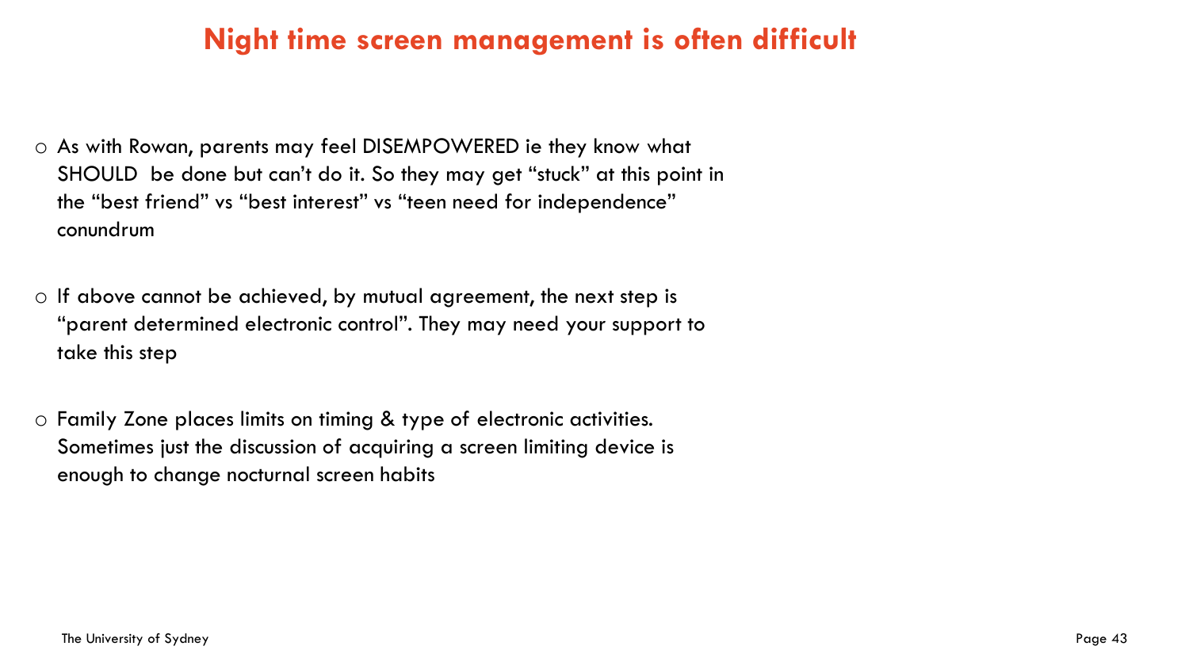# Night time screen management is often difficult

- As with Rowan, parents may feel DISEMPOWERED ie they know what SHOULD be done but can't do it. So they may get "stuck" at this point in the "best friend" vs "best interest" vs "teen need for independence" conundrum

- If above cannot be achieved, by mutual agreement, the next step is "parent determined electronic control". They may need your support to take this step

- Family Zone places limits on timing & type of electronic activities. Sometimes just the discussion of acquiring a screen limiting device is enough to change nocturnal screen habits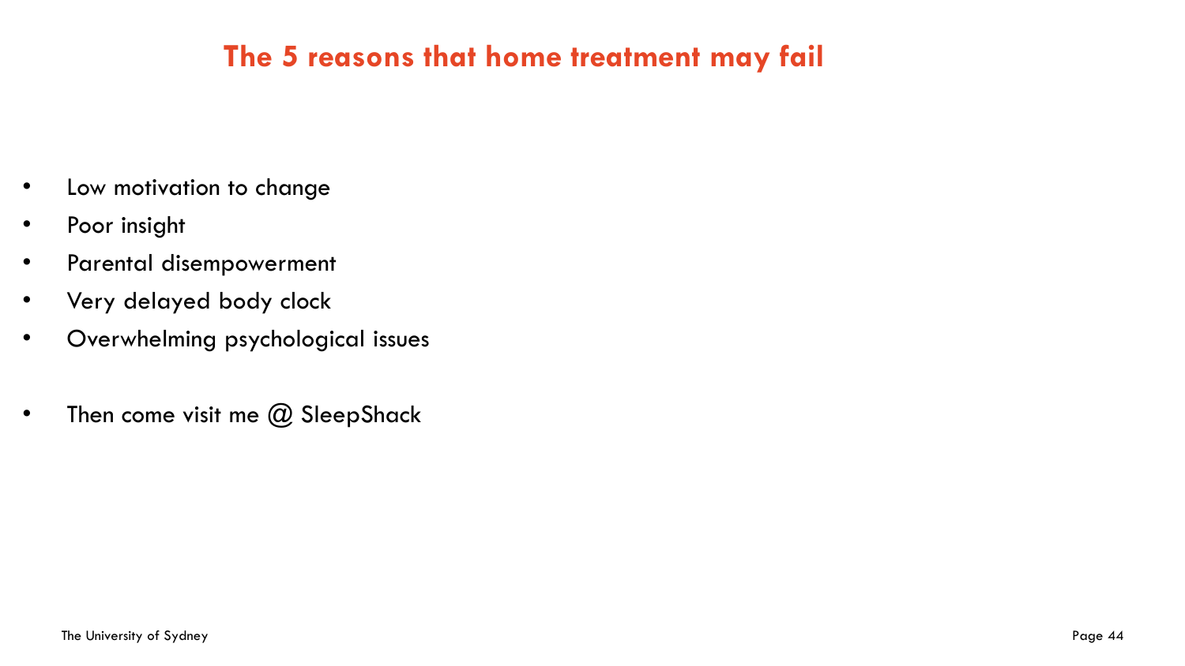# The 5 reasons that home treatment may fail

- Low motivation to change
- Poor insight
- Parental disempowerment
- Very delayed body clock
- Overwhelming psychological issues

- Then come visit me @ SleepShack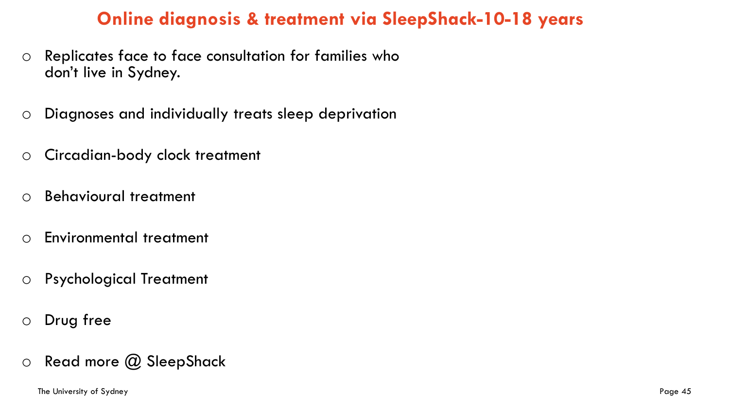# Online diagnosis & treatment via SleepShack-10-18 years

- Replicates face to face consultation for families who don't live in Sydney.
- Diagnoses and individually treats sleep deprivation
- Circadian-body clock treatment
- Behavioural treatment
- Environmental treatment
- Psychological Treatment
- Drug free
- Read more @ SleepShack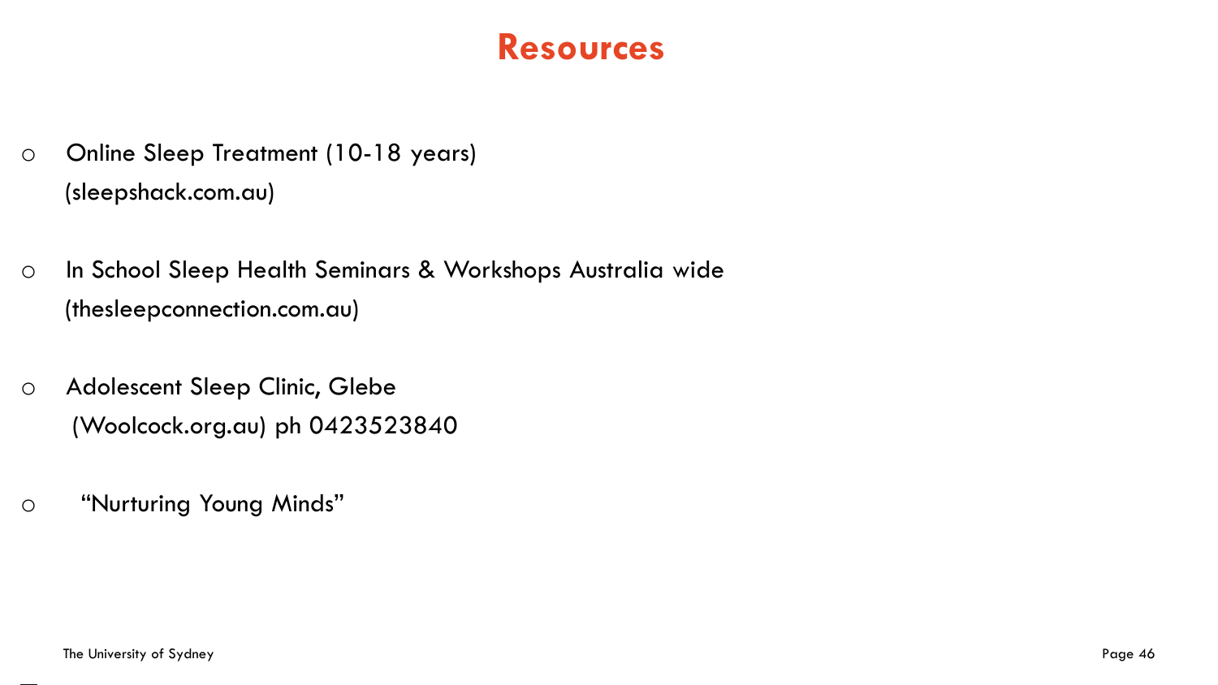# Resources

- Online Sleep Treatment (10-18 years)
  (sleepshack.com.au)

- In School Sleep Health Seminars & Workshops Australia wide
  (thesleepconnection.com.au)

- Adolescent Sleep Clinic, Glebe
  (Woolcock.org.au) ph 0423523840

- "Nurturing Young Minds"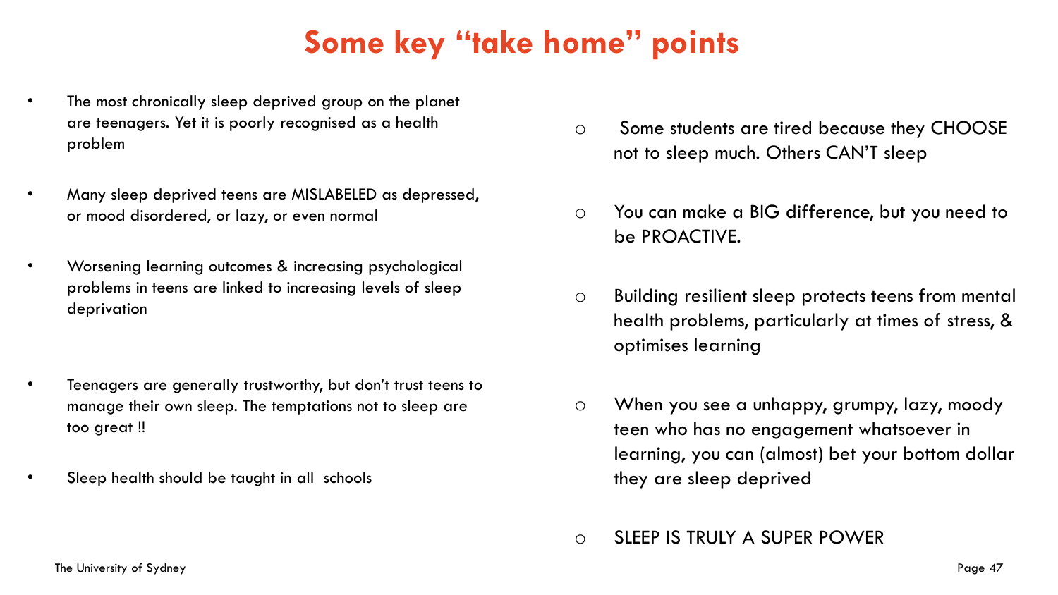# Some key "take home" points

- The most chronically sleep deprived group on the planet are teenagers. Yet it is poorly recognised as a health problem
- Many sleep deprived teens are MISLABELED as depressed, or mood disordered, or lazy, or even normal
- Worsening learning outcomes & increasing psychological problems in teens are linked to increasing levels of sleep deprivation
- Teenagers are generally trustworthy, but don't trust teens to manage their own sleep. The temptations not to sleep are too great !!
- Sleep health should be taught in all schools

- Some students are tired because they CHOOSE not to sleep much. Others CAN'T sleep
- You can make a BIG difference, but you need to be PROACTIVE.
- Building resilient sleep protects teens from mental health problems, particularly at times of stress, & optimises learning
- When you see a unhappy, grumpy, lazy, moody teen who has no engagement whatsoever in learning, you can (almost) bet your bottom dollar they are sleep deprived
- SLEEP IS TRULY A SUPER POWER